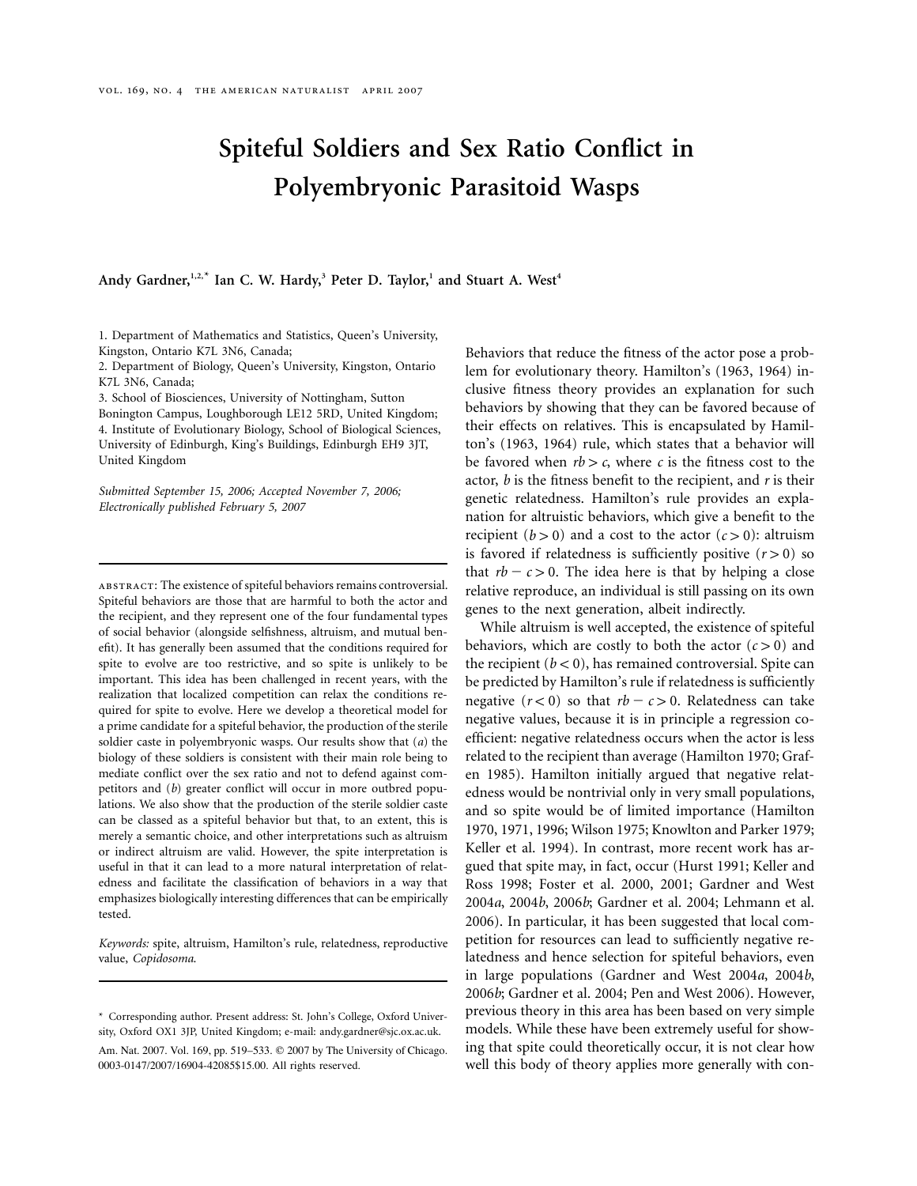# Spiteful Soldiers and Sex Ratio Conflict in Polyembryonic Parasitoid Wasps

**Andy Gardner,[1,2,*] Ian C. W. Hardy,[3] Peter D. Taylor,[1] and Stuart A. West[4]**

1. Department of Mathematics and Statistics, Queen's University, Kingston, Ontario K7L 3N6, Canada;
2. Department of Biology, Queen's University, Kingston, Ontario K7L 3N6, Canada;
3. School of Biosciences, University of Nottingham, Sutton Bonington Campus, Loughborough LE12 5RD, United Kingdom;
4. Institute of Evolutionary Biology, School of Biological Sciences, University of Edinburgh, King's Buildings, Edinburgh EH9 3JT, United Kingdom

*Submitted September 15, 2006; Accepted November 7, 2006; Electronically published February 5, 2007*

abstract: The existence of spiteful behaviors remains controversial. Spiteful behaviors are those that are harmful to both the actor and the recipient, and they represent one of the four fundamental types of social behavior (alongside selfishness, altruism, and mutual benefit). It has generally been assumed that the conditions required for spite to evolve are too restrictive, and so spite is unlikely to be important. This idea has been challenged in recent years, with the realization that localized competition can relax the conditions required for spite to evolve. Here we develop a theoretical model for a prime candidate for a spiteful behavior, the production of the sterile soldier caste in polyembryonic wasps. Our results show that (*a*) the biology of these soldiers is consistent with their main role being to mediate conflict over the sex ratio and not to defend against competitors and (*b*) greater conflict will occur in more outbred populations. We also show that the production of the sterile soldier caste can be classed as a spiteful behavior but that, to an extent, this is merely a semantic choice, and other interpretations such as altruism or indirect altruism are valid. However, the spite interpretation is useful in that it can lead to a more natural interpretation of relatedness and facilitate the classification of behaviors in a way that emphasizes biologically interesting differences that can be empirically tested.

*Keywords:* spite, altruism, Hamilton's rule, relatedness, reproductive value, *Copidosoma*.

---

\* Corresponding author. Present address: St. John's College, Oxford University, Oxford OX1 3JP, United Kingdom; e-mail: andy.gardner@sjc.ox.ac.uk.

Am. Nat. 2007. Vol. 169, pp. 519–533. © 2007 by The University of Chicago. 0003-0147/2007/16904-42085$15.00. All rights reserved.

Behaviors that reduce the fitness of the actor pose a problem for evolutionary theory. Hamilton's (1963, 1964) inclusive fitness theory provides an explanation for such behaviors by showing that they can be favored because of their effects on relatives. This is encapsulated by Hamilton's (1963, 1964) rule, which states that a behavior will be favored when $rb > c$, where $c$ is the fitness cost to the actor, $b$ is the fitness benefit to the recipient, and $r$ is their genetic relatedness. Hamilton's rule provides an explanation for altruistic behaviors, which give a benefit to the recipient ($b > 0$) and a cost to the actor ($c > 0$): altruism is favored if relatedness is sufficiently positive ($r > 0$) so that $rb - c > 0$. The idea here is that by helping a close relative reproduce, an individual is still passing on its own genes to the next generation, albeit indirectly.

While altruism is well accepted, the existence of spiteful behaviors, which are costly to both the actor ($c > 0$) and the recipient ($b < 0$), has remained controversial. Spite can be predicted by Hamilton's rule if relatedness is sufficiently negative ($r < 0$) so that $rb - c > 0$. Relatedness can take negative values, because it is in principle a regression coefficient: negative relatedness occurs when the actor is less related to the recipient than average (Hamilton 1970; Grafen 1985). Hamilton initially argued that negative relatedness would be nontrivial only in very small populations, and so spite would be of limited importance (Hamilton 1970, 1971, 1996; Wilson 1975; Knowlton and Parker 1979; Keller et al. 1994). In contrast, more recent work has argued that spite may, in fact, occur (Hurst 1991; Keller and Ross 1998; Foster et al. 2000, 2001; Gardner and West 2004*a*, 2004*b*, 2006*b*; Gardner et al. 2004; Lehmann et al. 2006). In particular, it has been suggested that local competition for resources can lead to sufficiently negative relatedness and hence selection for spiteful behaviors, even in large populations (Gardner and West 2004*a*, 2004*b*, 2006*b*; Gardner et al. 2004; Pen and West 2006). However, previous theory in this area has been based on very simple models. While these have been extremely useful for showing that spite could theoretically occur, it is not clear how well this body of theory applies more generally with con-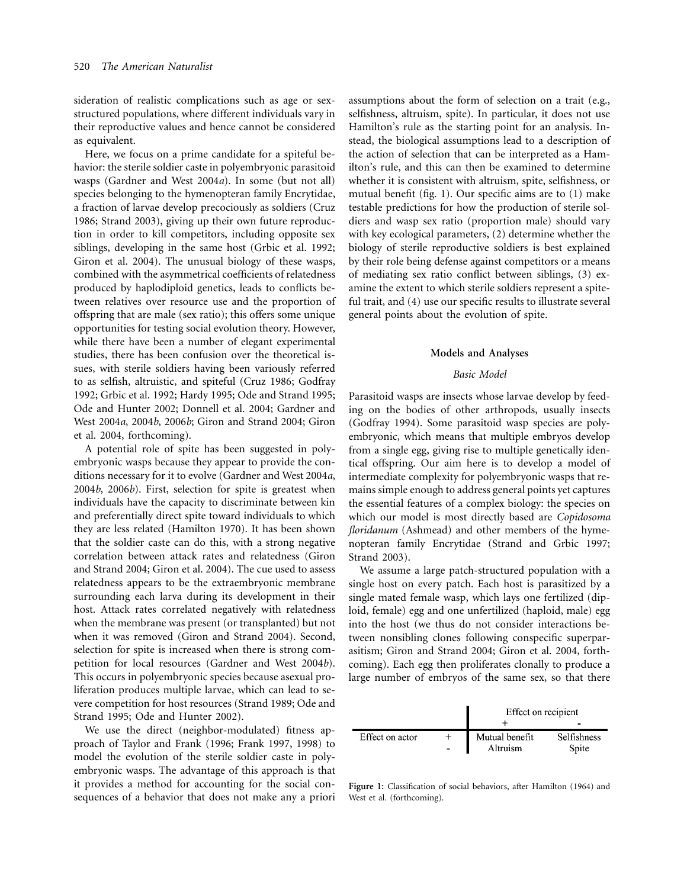sideration of realistic complications such as age or sex-structured populations, where different individuals vary in their reproductive values and hence cannot be considered as equivalent.

Here, we focus on a prime candidate for a spiteful behavior: the sterile soldier caste in polyembryonic parasitoid wasps (Gardner and West 2004*a*). In some (but not all) species belonging to the hymenopteran family Encrytidae, a fraction of larvae develop precociously as soldiers (Cruz 1986; Strand 2003), giving up their own future reproduction in order to kill competitors, including opposite sex siblings, developing in the same host (Grbic et al. 1992; Giron et al. 2004). The unusual biology of these wasps, combined with the asymmetrical coefficients of relatedness produced by haplodiploid genetics, leads to conflicts between relatives over resource use and the proportion of offspring that are male (sex ratio); this offers some unique opportunities for testing social evolution theory. However, while there have been a number of elegant experimental studies, there has been confusion over the theoretical issues, with sterile soldiers having been variously referred to as selfish, altruistic, and spiteful (Cruz 1986; Godfray 1992; Grbic et al. 1992; Hardy 1995; Ode and Strand 1995; Ode and Hunter 2002; Donnell et al. 2004; Gardner and West 2004*a*, 2004*b*, 2006*b*; Giron and Strand 2004; Giron et al. 2004, forthcoming).

A potential role of spite has been suggested in polyembryonic wasps because they appear to provide the conditions necessary for it to evolve (Gardner and West 2004*a*, 2004*b*, 2006*b*). First, selection for spite is greatest when individuals have the capacity to discriminate between kin and preferentially direct spite toward individuals to which they are less related (Hamilton 1970). It has been shown that the soldier caste can do this, with a strong negative correlation between attack rates and relatedness (Giron and Strand 2004; Giron et al. 2004). The cue used to assess relatedness appears to be the extraembryonic membrane surrounding each larva during its development in their host. Attack rates correlated negatively with relatedness when the membrane was present (or transplanted) but not when it was removed (Giron and Strand 2004). Second, selection for spite is increased when there is strong competition for local resources (Gardner and West 2004*b*). This occurs in polyembryonic species because asexual proliferation produces multiple larvae, which can lead to severe competition for host resources (Strand 1989; Ode and Strand 1995; Ode and Hunter 2002).

We use the direct (neighbor-modulated) fitness approach of Taylor and Frank (1996; Frank 1997, 1998) to model the evolution of the sterile soldier caste in polyembryonic wasps. The advantage of this approach is that it provides a method for accounting for the social consequences of a behavior that does not make any a priori assumptions about the form of selection on a trait (e.g., selfishness, altruism, spite). In particular, it does not use Hamilton's rule as the starting point for an analysis. Instead, the biological assumptions lead to a description of the action of selection that can be interpreted as a Hamilton's rule, and this can then be examined to determine whether it is consistent with altruism, spite, selfishness, or mutual benefit (fig. 1). Our specific aims are to (1) make testable predictions for how the production of sterile soldiers and wasp sex ratio (proportion male) should vary with key ecological parameters, (2) determine whether the biology of sterile reproductive soldiers is best explained by their role being defense against competitors or a means of mediating sex ratio conflict between siblings, (3) examine the extent to which sterile soldiers represent a spiteful trait, and (4) use our specific results to illustrate several general points about the evolution of spite.

## Models and Analyses

### *Basic Model*

Parasitoid wasps are insects whose larvae develop by feeding on the bodies of other arthropods, usually insects (Godfray 1994). Some parasitoid wasp species are polyembryonic, which means that multiple embryos develop from a single egg, giving rise to multiple genetically identical offspring. Our aim here is to develop a model of intermediate complexity for polyembryonic wasps that remains simple enough to address general points yet captures the essential features of a complex biology: the species on which our model is most directly based are *Copidosoma floridanum* (Ashmead) and other members of the hymenopteran family Encrytidae (Strand and Grbic 1997; Strand 2003).

We assume a large patch-structured population with a single host on every patch. Each host is parasitized by a single mated female wasp, which lays one fertilized (diploid, female) egg and one unfertilized (haploid, male) egg into the host (we thus do not consider interactions between nonsibling clones following conspecific superparasitism; Giron and Strand 2004; Giron et al. 2004, forthcoming). Each egg then proliferates clonally to produce a large number of embryos of the same sex, so that there

| | | Effect on recipient | |
|---|---|---|---|
| | | + | - |
| Effect on actor | + | Mutual benefit | Selfishness |
| | - | Altruism | Spite |

**Figure 1:** Classification of social behaviors, after Hamilton (1964) and West et al. (forthcoming).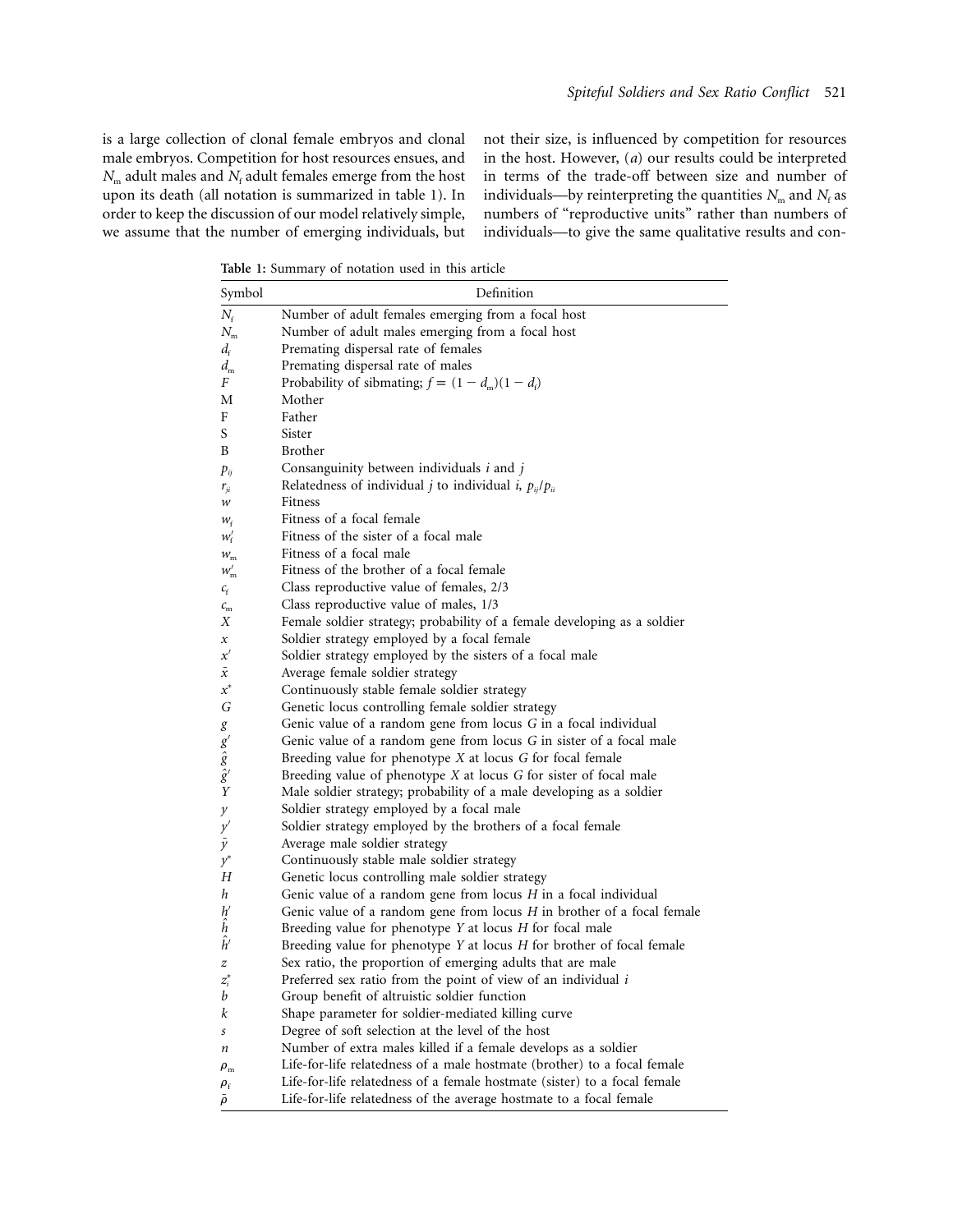is a large collection of clonal female embryos and clonal male embryos. Competition for host resources ensues, and $N_m$ adult males and $N_f$ adult females emerge from the host upon its death (all notation is summarized in table 1). In order to keep the discussion of our model relatively simple, we assume that the number of emerging individuals, but not their size, is influenced by competition for resources in the host. However, (*a*) our results could be interpreted in terms of the trade-off between size and number of individuals—by reinterpreting the quantities $N_m$ and $N_f$ as numbers of "reproductive units" rather than numbers of individuals—to give the same qualitative results and con-

**Table 1:** Summary of notation used in this article

| Symbol | Definition |
|---|---|
| $N_f$ | Number of adult females emerging from a focal host |
| $N_m$ | Number of adult males emerging from a focal host |
| $d_f$ | Premating dispersal rate of females |
| $d_m$ | Premating dispersal rate of males |
| $F$ | Probability of sibmating; $f = (1 - d_m)(1 - d_f)$ |
| M | Mother |
| F | Father |
| S | Sister |
| B | Brother |
| $p_{ij}$ | Consanguinity between individuals $i$ and $j$ |
| $r_{ji}$ | Relatedness of individual $j$ to individual $i$, $p_{ij}/p_{ii}$ |
| $w$ | Fitness |
| $w_f$ | Fitness of a focal female |
| $w_f'$ | Fitness of the sister of a focal male |
| $w_m$ | Fitness of a focal male |
| $w_m'$ | Fitness of the brother of a focal female |
| $c_f$ | Class reproductive value of females, 2/3 |
| $c_m$ | Class reproductive value of males, 1/3 |
| $X$ | Female soldier strategy; probability of a female developing as a soldier |
| $x$ | Soldier strategy employed by a focal female |
| $x'$ | Soldier strategy employed by the sisters of a focal male |
| $\bar{x}$ | Average female soldier strategy |
| $x^*$ | Continuously stable female soldier strategy |
| $G$ | Genetic locus controlling female soldier strategy |
| $g$ | Genic value of a random gene from locus $G$ in a focal individual |
| $g'$ | Genic value of a random gene from locus $G$ in sister of a focal male |
| $\hat{g}$ | Breeding value for phenotype $X$ at locus $G$ for focal female |
| $\hat{g}'$ | Breeding value of phenotype $X$ at locus $G$ for sister of focal male |
| $Y$ | Male soldier strategy; probability of a male developing as a soldier |
| $y$ | Soldier strategy employed by a focal male |
| $y'$ | Soldier strategy employed by the brothers of a focal female |
| $\bar{y}$ | Average male soldier strategy |
| $y^*$ | Continuously stable male soldier strategy |
| $H$ | Genetic locus controlling male soldier strategy |
| $h$ | Genic value of a random gene from locus $H$ in a focal individual |
| $h'$ | Genic value of a random gene from locus $H$ in brother of a focal female |
| $\hat{h}$ | Breeding value for phenotype $Y$ at locus $H$ for focal male |
| $\hat{h}'$ | Breeding value for phenotype $Y$ at locus $H$ for brother of focal female |
| $z$ | Sex ratio, the proportion of emerging adults that are male |
| $z_i^*$ | Preferred sex ratio from the point of view of an individual $i$ |
| $b$ | Group benefit of altruistic soldier function |
| $k$ | Shape parameter for soldier-mediated killing curve |
| $s$ | Degree of soft selection at the level of the host |
| $n$ | Number of extra males killed if a female develops as a soldier |
| $\rho_m$ | Life-for-life relatedness of a male hostmate (brother) to a focal female |
| $\rho_f$ | Life-for-life relatedness of a female hostmate (sister) to a focal female |
| $\bar{\rho}$ | Life-for-life relatedness of the average hostmate to a focal female |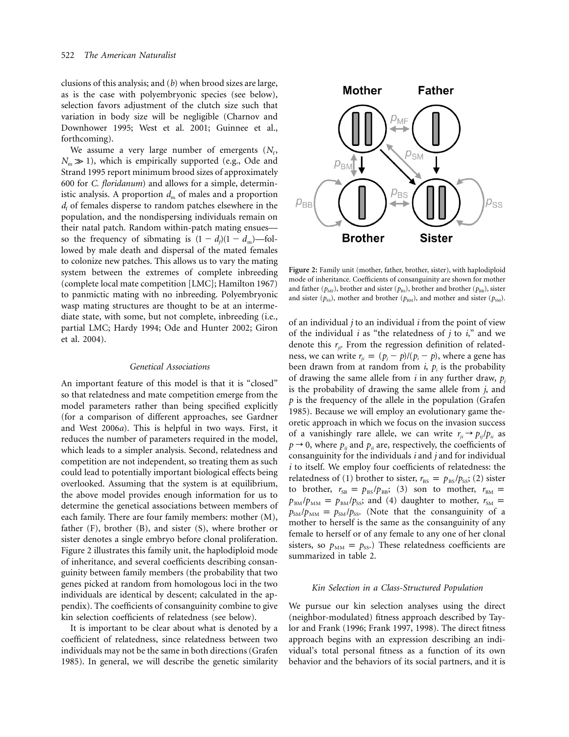clusions of this analysis; and (*b*) when brood sizes are large, as is the case with polyembryonic species (see below), selection favors adjustment of the clutch size such that variation in body size will be negligible (Charnov and Downhower 1995; West et al. 2001; Guinnee et al., forthcoming).

We assume a very large number of emergents ($N_f$, $N_m \gg 1$), which is empirically supported (e.g., Ode and Strand 1995 report minimum brood sizes of approximately 600 for *C. floridanum*) and allows for a simple, deterministic analysis. A proportion $d_m$ of males and a proportion $d_f$ of females disperse to random patches elsewhere in the population, and the nondispersing individuals remain on their natal patch. Random within-patch mating ensues—so the frequency of sibmating is $(1 - d_f)(1 - d_m)$—followed by male death and dispersal of the mated females to colonize new patches. This allows us to vary the mating system between the extremes of complete inbreeding (complete local mate competition [LMC]; Hamilton 1967) to panmictic mating with no inbreeding. Polyembryonic wasp mating structures are thought to be at an intermediate state, with some, but not complete, inbreeding (i.e., partial LMC; Hardy 1994; Ode and Hunter 2002; Giron et al. 2004).

### *Genetical Associations*

An important feature of this model is that it is "closed" so that relatedness and mate competition emerge from the model parameters rather than being specified explicitly (for a comparison of different approaches, see Gardner and West 2006*a*). This is helpful in two ways. First, it reduces the number of parameters required in the model, which leads to a simpler analysis. Second, relatedness and competition are not independent, so treating them as such could lead to potentially important biological effects being overlooked. Assuming that the system is at equilibrium, the above model provides enough information for us to determine the genetical associations between members of each family. There are four family members: mother (M), father (F), brother (B), and sister (S), where brother or sister denotes a single embryo before clonal proliferation. Figure 2 illustrates this family unit, the haplodiploid mode of inheritance, and several coefficients describing consanguinity between family members (the probability that two genes picked at random from homologous loci in the two individuals are identical by descent; calculated in the appendix). The coefficients of consanguinity combine to give kin selection coefficients of relatedness (see below).

It is important to be clear about what is denoted by a coefficient of relatedness, since relatedness between two individuals may not be the same in both directions (Grafen 1985). In general, we will describe the genetic similarity of an individual $j$ to an individual $i$ from the point of view of the individual $i$ as "the relatedness of $j$ to $i$," and we denote this $r_{ji}$. From the regression definition of relatedness, we can write $r_{ji} = (p_j - p)/(p_i - p)$, where a gene has been drawn from at random from $i$, $p_i$ is the probability of drawing the same allele from $i$ in any further draw, $p_j$ is the probability of drawing the same allele from $j$, and $p$ is the frequency of the allele in the population (Grafen 1985). Because we will employ an evolutionary game theoretic approach in which we focus on the invasion success of a vanishingly rare allele, we can write $r_{ji} \rightarrow p_{ij}/p_{ii}$ as $p \rightarrow 0$, where $p_{ij}$ and $p_{ii}$ are, respectively, the coefficients of consanguinity for the individuals $i$ and $j$ and for individual $i$ to itself. We employ four coefficients of relatedness: the relatedness of (1) brother to sister, $r_{BS} = p_{BS}/p_{SS}$; (2) sister to brother, $r_{SB} = p_{BS}/p_{BB}$; (3) son to mother, $r_{BM} = p_{BM}/p_{MM} = p_{BM}/p_{SS}$; and (4) daughter to mother, $r_{SM} = p_{SM}/p_{MM} = p_{SM}/p_{SS}$. (Note that the consanguinity of a mother to herself is the same as the consanguinity of any female to herself or of any female to any one of her clonal sisters, so $p_{MM} = p_{SS}$.) These relatedness coefficients are summarized in table 2.

**Figure 2:** Family unit (mother, father, brother, sister), with haplodiploid mode of inheritance. Coefficients of consanguinity are shown for mother and father ($p_{MF}$), brother and sister ($p_{BS}$), brother and brother ($p_{BB}$), sister and sister ($p_{SS}$), mother and brother ($p_{BM}$), and mother and sister ($p_{SM}$).

### *Kin Selection in a Class-Structured Population*

We pursue our kin selection analyses using the direct (neighbor-modulated) fitness approach described by Taylor and Frank (1996; Frank 1997, 1998). The direct fitness approach begins with an expression describing an individual's total personal fitness as a function of its own behavior and the behaviors of its social partners, and it is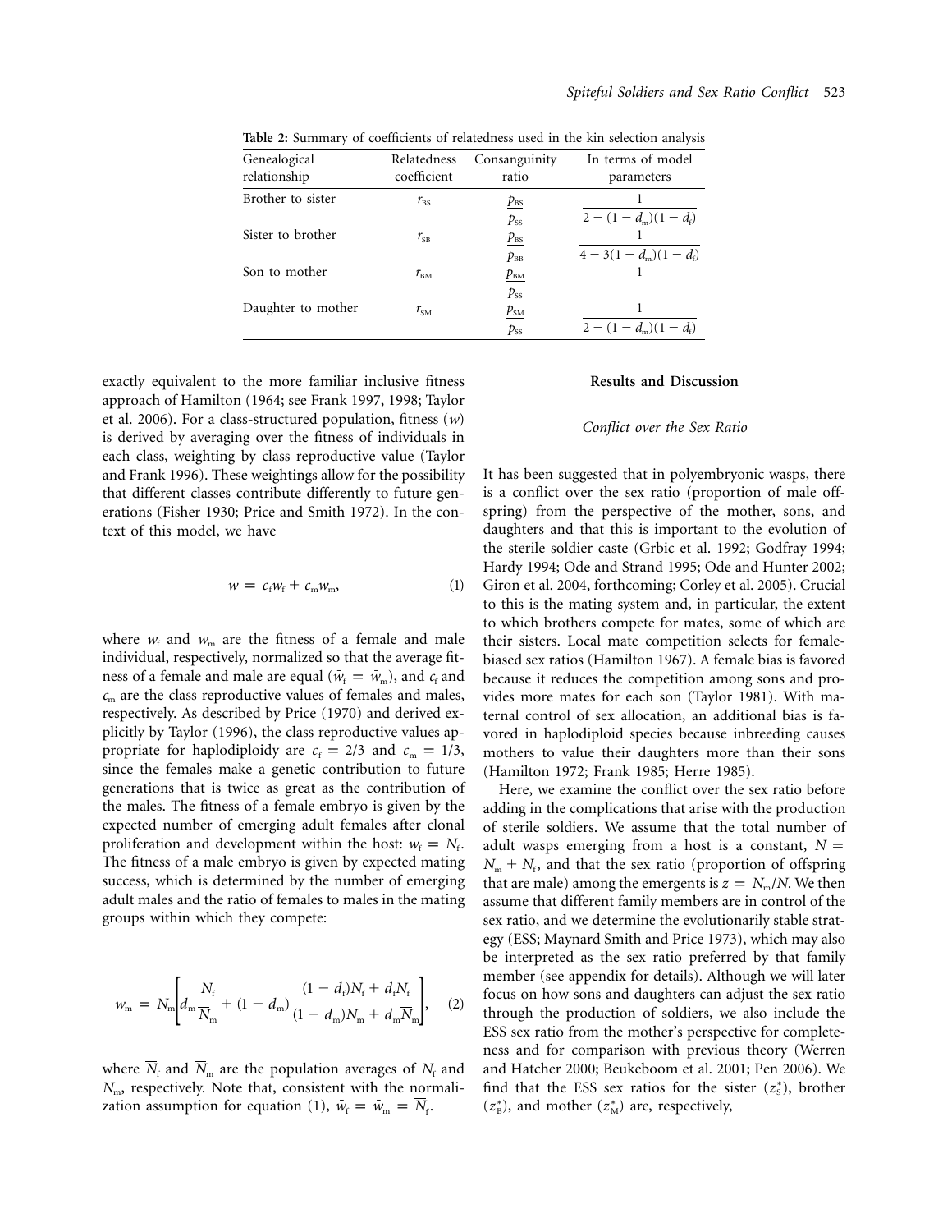**Table 2:** Summary of coefficients of relatedness used in the kin selection analysis

| Genealogical relationship | Relatedness coefficient | Consanguinity ratio | In terms of model parameters |
|---|---|---|---|
| Brother to sister | $r_{BS}$ | $\frac{p_{BS}}{p_{SS}}$ | $\frac{1}{2-(1-d_m)(1-d_f)}$ |
| Sister to brother | $r_{SB}$ | $\frac{p_{BS}}{p_{BB}}$ | $\frac{1}{4-3(1-d_m)(1-d_f)}$ |
| Son to mother | $r_{BM}$ | $\frac{p_{BM}}{p_{SS}}$ | 1 |
| Daughter to mother | $r_{SM}$ | $\frac{p_{SM}}{p_{SS}}$ | $\frac{1}{2-(1-d_m)(1-d_f)}$ |

exactly equivalent to the more familiar inclusive fitness approach of Hamilton (1964; see Frank 1997, 1998; Taylor et al. 2006). For a class-structured population, fitness ($w$) is derived by averaging over the fitness of individuals in each class, weighting by class reproductive value (Taylor and Frank 1996). These weightings allow for the possibility that different classes contribute differently to future generations (Fisher 1930; Price and Smith 1972). In the context of this model, we have

$$w = c_f w_f + c_m w_m, \tag{1}$$

where $w_f$ and $w_m$ are the fitness of a female and male individual, respectively, normalized so that the average fitness of a female and male are equal ($\bar{w}_f = \bar{w}_m$), and $c_f$ and $c_m$ are the class reproductive values of females and males, respectively. As described by Price (1970) and derived explicitly by Taylor (1996), the class reproductive values appropriate for haplodiploidy are $c_f = 2/3$ and $c_m = 1/3$, since the females make a genetic contribution to future generations that is twice as great as the contribution of the males. The fitness of a female embryo is given by the expected number of emerging adult females after clonal proliferation and development within the host: $w_f = N_f$. The fitness of a male embryo is given by expected mating success, which is determined by the number of emerging adult males and the ratio of females to males in the mating groups within which they compete:

$$w_m = N_m\left[d_m\frac{\overline{N}_f}{\overline{N}_m} + (1-d_m)\frac{(1-d_f)N_f + d_f\overline{N}_f}{(1-d_m)N_m + d_m\overline{N}_m}\right], \tag{2}$$

where $\overline{N}_f$ and $\overline{N}_m$ are the population averages of $N_f$ and $N_m$, respectively. Note that, consistent with the normalization assumption for equation (1), $\bar{w}_f = \bar{w}_m = \overline{N}_f$.

## Results and Discussion

### *Conflict over the Sex Ratio*

It has been suggested that in polyembryonic wasps, there is a conflict over the sex ratio (proportion of male offspring) from the perspective of the mother, sons, and daughters and that this is important to the evolution of the sterile soldier caste (Grbic et al. 1992; Godfray 1994; Hardy 1994; Ode and Strand 1995; Ode and Hunter 2002; Giron et al. 2004, forthcoming; Corley et al. 2005). Crucial to this is the mating system and, in particular, the extent to which brothers compete for mates, some of which are their sisters. Local mate competition selects for female-biased sex ratios (Hamilton 1967). A female bias is favored because it reduces the competition among sons and provides more mates for each son (Taylor 1981). With maternal control of sex allocation, an additional bias is favored in haplodiploid species because inbreeding causes mothers to value their daughters more than their sons (Hamilton 1972; Frank 1985; Herre 1985).

Here, we examine the conflict over the sex ratio before adding in the complications that arise with the production of sterile soldiers. We assume that the total number of adult wasps emerging from a host is a constant, $N = N_m + N_f$, and that the sex ratio (proportion of offspring that are male) among the emergents is $z = N_m/N$. We then assume that different family members are in control of the sex ratio, and we determine the evolutionarily stable strategy (ESS; Maynard Smith and Price 1973), which may also be interpreted as the sex ratio preferred by that family member (see appendix for details). Although we will later focus on how sons and daughters can adjust the sex ratio through the production of soldiers, we also include the ESS sex ratio from the mother's perspective for completeness and for comparison with previous theory (Werren and Hatcher 2000; Beukeboom et al. 2001; Pen 2006). We find that the ESS sex ratios for the sister ($z_S^*$), brother ($z_B^*$), and mother ($z_M^*$) are, respectively,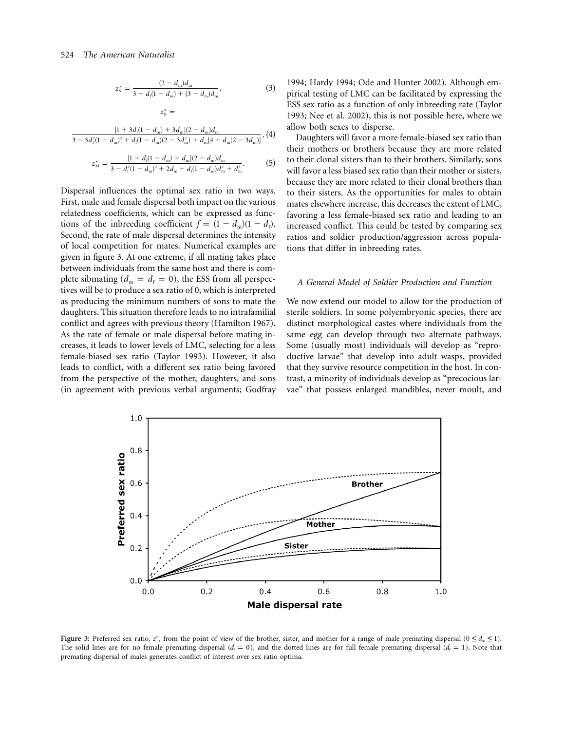$$z_S^* = \frac{(2 - d_m)d_m}{3 + d_f(1 - d_m) + (3 - d_m)d_m}, \tag{3}$$

$$z_B^* = \frac{[1 + 3d_f(1 - d_m) + 3d_m](2 - d_m)d_m}{3 - 3d_f^2(1 - d_m)^2 + d_f(1 - d_m)(2 - 3d_m^2) + d_m[4 + d_m(2 - 3d_m)]}, \tag{4}$$

$$z_M^* = \frac{[1 + d_f(1 - d_m) + d_m](2 - d_m)d_m}{3 - d_f^2(1 - d_m)^2 + 2d_m + d_f(1 - d_m)d_m^2 + d_m^3}. \tag{5}$$

Dispersal influences the optimal sex ratio in two ways. First, male and female dispersal both impact on the various relatedness coefficients, which can be expressed as functions of the inbreeding coefficient $f = (1 - d_m)(1 - d_f)$. Second, the rate of male dispersal determines the intensity of local competition for mates. Numerical examples are given in figure 3. At one extreme, if all mating takes place between individuals from the same host and there is complete sibmating ($d_m = d_f = 0$), the ESS from all perspectives will be to produce a sex ratio of 0, which is interpreted as producing the minimum numbers of sons to mate the daughters. This situation therefore leads to no intrafamilial conflict and agrees with previous theory (Hamilton 1967). As the rate of female or male dispersal before mating increases, it leads to lower levels of LMC, selecting for a less female-biased sex ratio (Taylor 1993). However, it also leads to conflict, with a different sex ratio being favored from the perspective of the mother, daughters, and sons (in agreement with previous verbal arguments; Godfray 1994; Hardy 1994; Ode and Hunter 2002). Although empirical testing of LMC can be facilitated by expressing the ESS sex ratio as a function of only inbreeding rate (Taylor 1993; Nee et al. 2002), this is not possible here, where we allow both sexes to disperse.

Daughters will favor a more female-biased sex ratio than their mothers or brothers because they are more related to their clonal sisters than to their brothers. Similarly, sons will favor a less biased sex ratio than their mother or sisters, because they are more related to their clonal brothers than to their sisters. As the opportunities for males to obtain mates elsewhere increase, this decreases the extent of LMC, favoring a less female-biased sex ratio and leading to an increased conflict. This could be tested by comparing sex ratios and soldier production/aggression across populations that differ in inbreeding rates.

### A General Model of Soldier Production and Function

We now extend our model to allow for the production of sterile soldiers. In some polyembryonic species, there are distinct morphological castes where individuals from the same egg can develop through two alternate pathways. Some (usually most) individuals will develop as "reproductive larvae" that develop into adult wasps, provided that they survive resource competition in the host. In contrast, a minority of individuals develop as "precocious larvae" that possess enlarged mandibles, never moult, and

**Figure 3:** Preferred sex ratio, $z^*$, from the point of view of the brother, sister, and mother for a range of male premating dispersal ($0 \leq d_m \leq 1$). The solid lines are for no female premating dispersal ($d_f = 0$), and the dotted lines are for full female premating dispersal ($d_f = 1$). Note that premating dispersal of males generates conflict of interest over sex ratio optima.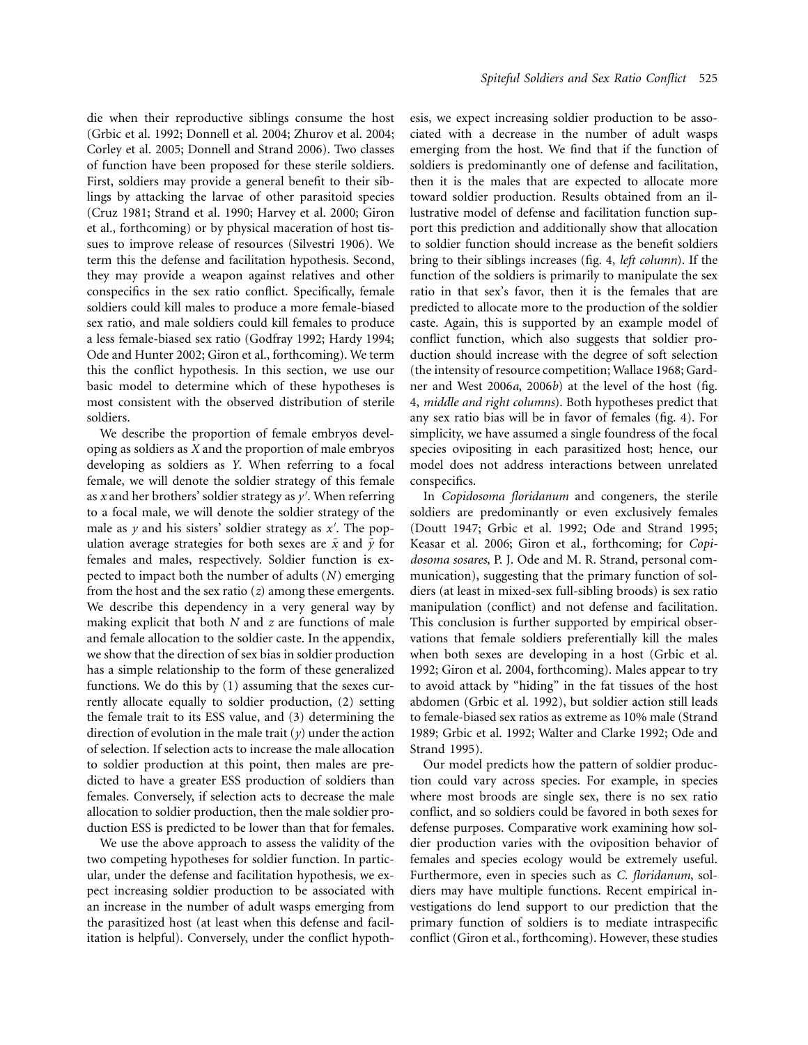die when their reproductive siblings consume the host (Grbic et al. 1992; Donnell et al. 2004; Zhurov et al. 2004; Corley et al. 2005; Donnell and Strand 2006). Two classes of function have been proposed for these sterile soldiers. First, soldiers may provide a general benefit to their siblings by attacking the larvae of other parasitoid species (Cruz 1981; Strand et al. 1990; Harvey et al. 2000; Giron et al., forthcoming) or by physical maceration of host tissues to improve release of resources (Silvestri 1906). We term this the defense and facilitation hypothesis. Second, they may provide a weapon against relatives and other conspecifics in the sex ratio conflict. Specifically, female soldiers could kill males to produce a more female-biased sex ratio, and male soldiers could kill females to produce a less female-biased sex ratio (Godfray 1992; Hardy 1994; Ode and Hunter 2002; Giron et al., forthcoming). We term this the conflict hypothesis. In this section, we use our basic model to determine which of these hypotheses is most consistent with the observed distribution of sterile soldiers.

We describe the proportion of female embryos developing as soldiers as $X$ and the proportion of male embryos developing as soldiers as $Y$. When referring to a focal female, we will denote the soldier strategy of this female as $x$ and her brothers' soldier strategy as $y'$. When referring to a focal male, we will denote the soldier strategy of the male as $y$ and his sisters' soldier strategy as $x'$. The population average strategies for both sexes are $\bar{x}$ and $\bar{y}$ for females and males, respectively. Soldier function is expected to impact both the number of adults ($N$) emerging from the host and the sex ratio ($z$) among these emergents. We describe this dependency in a very general way by making explicit that both $N$ and $z$ are functions of male and female allocation to the soldier caste. In the appendix, we show that the direction of sex bias in soldier production has a simple relationship to the form of these generalized functions. We do this by (1) assuming that the sexes currently allocate equally to soldier production, (2) setting the female trait to its ESS value, and (3) determining the direction of evolution in the male trait ($y$) under the action of selection. If selection acts to increase the male allocation to soldier production at this point, then males are predicted to have a greater ESS production of soldiers than females. Conversely, if selection acts to decrease the male allocation to soldier production, then the male soldier production ESS is predicted to be lower than that for females.

We use the above approach to assess the validity of the two competing hypotheses for soldier function. In particular, under the defense and facilitation hypothesis, we expect increasing soldier production to be associated with an increase in the number of adult wasps emerging from the parasitized host (at least when this defense and facilitation is helpful). Conversely, under the conflict hypothesis, we expect increasing soldier production to be associated with a decrease in the number of adult wasps emerging from the host. We find that if the function of soldiers is predominantly one of defense and facilitation, then it is the males that are expected to allocate more toward soldier production. Results obtained from an illustrative model of defense and facilitation function support this prediction and additionally show that allocation to soldier function should increase as the benefit soldiers bring to their siblings increases (fig. 4, *left column*). If the function of the soldiers is primarily to manipulate the sex ratio in that sex's favor, then it is the females that are predicted to allocate more to the production of the soldier caste. Again, this is supported by an example model of conflict function, which also suggests that soldier production should increase with the degree of soft selection (the intensity of resource competition; Wallace 1968; Gardner and West 2006*a*, 2006*b*) at the level of the host (fig. 4, *middle and right columns*). Both hypotheses predict that any sex ratio bias will be in favor of females (fig. 4). For simplicity, we have assumed a single foundress of the focal species ovipositing in each parasitized host; hence, our model does not address interactions between unrelated conspecifics.

In *Copidosoma floridanum* and congeners, the sterile soldiers are predominantly or even exclusively females (Doutt 1947; Grbic et al. 1992; Ode and Strand 1995; Keasar et al. 2006; Giron et al., forthcoming; for *Copidosoma sosares*, P. J. Ode and M. R. Strand, personal communication), suggesting that the primary function of soldiers (at least in mixed-sex full-sibling broods) is sex ratio manipulation (conflict) and not defense and facilitation. This conclusion is further supported by empirical observations that female soldiers preferentially kill the males when both sexes are developing in a host (Grbic et al. 1992; Giron et al. 2004, forthcoming). Males appear to try to avoid attack by "hiding" in the fat tissues of the host abdomen (Grbic et al. 1992), but soldier action still leads to female-biased sex ratios as extreme as 10% male (Strand 1989; Grbic et al. 1992; Walter and Clarke 1992; Ode and Strand 1995).

Our model predicts how the pattern of soldier production could vary across species. For example, in species where most broods are single sex, there is no sex ratio conflict, and so soldiers could be favored in both sexes for defense purposes. Comparative work examining how soldier production varies with the oviposition behavior of females and species ecology would be extremely useful. Furthermore, even in species such as *C. floridanum*, soldiers may have multiple functions. Recent empirical investigations do lend support to our prediction that the primary function of soldiers is to mediate intraspecific conflict (Giron et al., forthcoming). However, these studies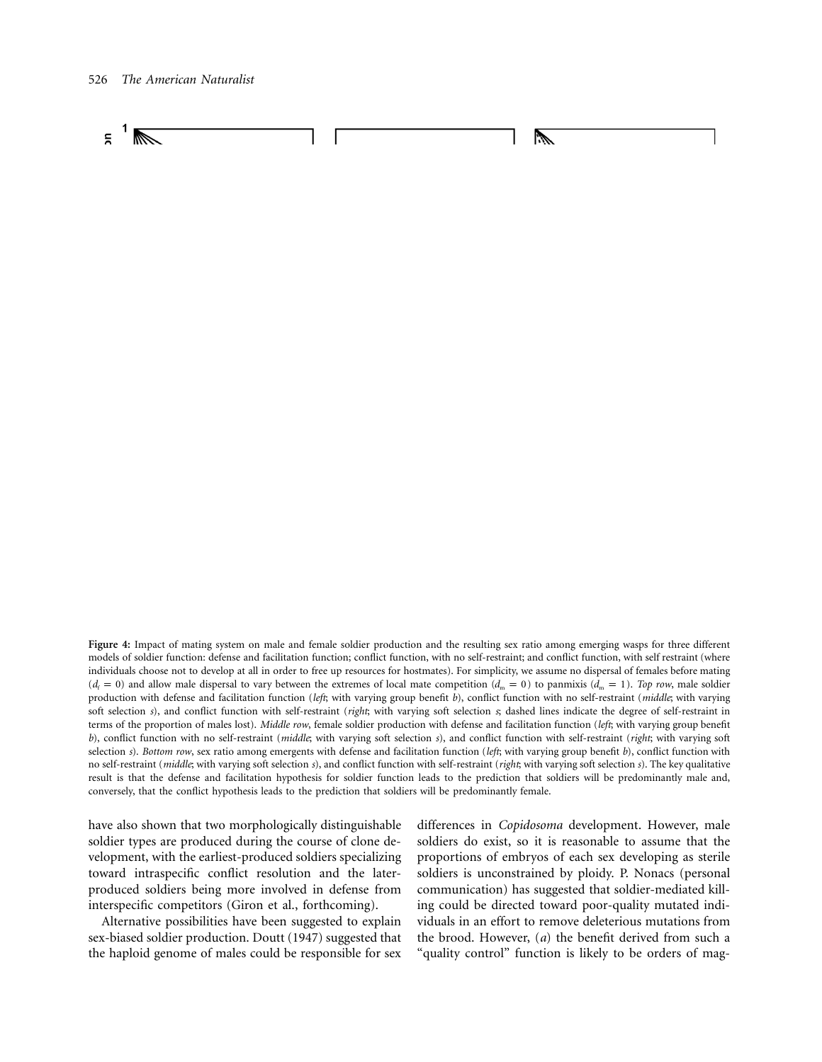1

**Figure 4:** Impact of mating system on male and female soldier production and the resulting sex ratio among emerging wasps for three different models of soldier function: defense and facilitation function; conflict function, with no self-restraint; and conflict function, with self restraint (where individuals choose not to develop at all in order to free up resources for hostmates). For simplicity, we assume no dispersal of females before mating ($d_f = 0$) and allow male dispersal to vary between the extremes of local mate competition ($d_m = 0$) to panmixis ($d_m = 1$). *Top row*, male soldier production with defense and facilitation function (*left*; with varying group benefit *b*), conflict function with no self-restraint (*middle*; with varying soft selection *s*), and conflict function with self-restraint (*right*; with varying soft selection *s*; dashed lines indicate the degree of self-restraint in terms of the proportion of males lost). *Middle row*, female soldier production with defense and facilitation function (*left*; with varying group benefit *b*), conflict function with no self-restraint (*middle*; with varying soft selection *s*), and conflict function with self-restraint (*right*; with varying soft selection *s*). *Bottom row*, sex ratio among emergents with defense and facilitation function (*left*; with varying group benefit *b*), conflict function with no self-restraint (*middle*; with varying soft selection *s*), and conflict function with self-restraint (*right*; with varying soft selection *s*). The key qualitative result is that the defense and facilitation hypothesis for soldier function leads to the prediction that soldiers will be predominantly male and, conversely, that the conflict hypothesis leads to the prediction that soldiers will be predominantly female.

have also shown that two morphologically distinguishable soldier types are produced during the course of clone development, with the earliest-produced soldiers specializing toward intraspecific conflict resolution and the later-produced soldiers being more involved in defense from interspecific competitors (Giron et al., forthcoming).

Alternative possibilities have been suggested to explain sex-biased soldier production. Doutt (1947) suggested that the haploid genome of males could be responsible for sex differences in *Copidosoma* development. However, male soldiers do exist, so it is reasonable to assume that the proportions of embryos of each sex developing as sterile soldiers is unconstrained by ploidy. P. Nonacs (personal communication) has suggested that soldier-mediated killing could be directed toward poor-quality mutated individuals in an effort to remove deleterious mutations from the brood. However, (*a*) the benefit derived from such a "quality control" function is likely to be orders of mag-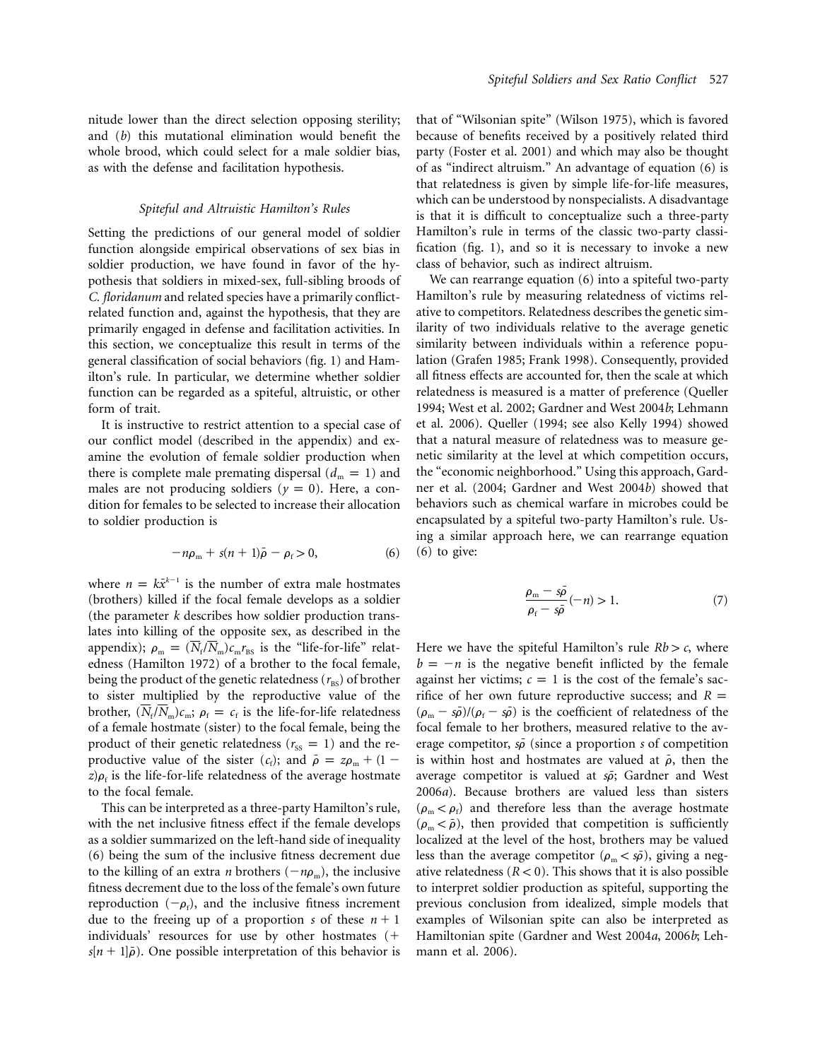nitude lower than the direct selection opposing sterility; and (*b*) this mutational elimination would benefit the whole brood, which could select for a male soldier bias, as with the defense and facilitation hypothesis.

### *Spiteful and Altruistic Hamilton's Rules*

Setting the predictions of our general model of soldier function alongside empirical observations of sex bias in soldier production, we have found in favor of the hypothesis that soldiers in mixed-sex, full-sibling broods of *C. floridanum* and related species have a primarily conflict-related function and, against the hypothesis, that they are primarily engaged in defense and facilitation activities. In this section, we conceptualize this result in terms of the general classification of social behaviors (fig. 1) and Hamilton's rule. In particular, we determine whether soldier function can be regarded as a spiteful, altruistic, or other form of trait.

It is instructive to restrict attention to a special case of our conflict model (described in the appendix) and examine the evolution of female soldier production when there is complete male premating dispersal ($d_m = 1$) and males are not producing soldiers ($y = 0$). Here, a condition for females to be selected to increase their allocation to soldier production is

$$-n\rho_m + s(n+1)\bar{\rho} - \rho_f > 0, \qquad (6)$$

where $n = k\bar{x}^{k-1}$ is the number of extra male hostmates (brothers) killed if the focal female develops as a soldier (the parameter $k$ describes how soldier production translates into killing of the opposite sex, as described in the appendix); $\rho_m = (\overline{N}_f/\overline{N}_m)c_m r_{BS}$ is the "life-for-life" relatedness (Hamilton 1972) of a brother to the focal female, being the product of the genetic relatedness ($r_{BS}$) of brother to sister multiplied by the reproductive value of the brother, $(\overline{N}_f/\overline{N}_m)c_m$; $\rho_f = c_f$ is the life-for-life relatedness of a female hostmate (sister) to the focal female, being the product of their genetic relatedness ($r_{SS} = 1$) and the reproductive value of the sister ($c_f$); and $\bar{\rho} = z\rho_m + (1 - z)\rho_f$ is the life-for-life relatedness of the average hostmate to the focal female.

This can be interpreted as a three-party Hamilton's rule, with the net inclusive fitness effect if the female develops as a soldier summarized on the left-hand side of inequality (6) being the sum of the inclusive fitness decrement due to the killing of an extra $n$ brothers ($-n\rho_m$), the inclusive fitness decrement due to the loss of the female's own future reproduction ($-\rho_f$), and the inclusive fitness increment due to the freeing up of a proportion $s$ of these $n + 1$ individuals' resources for use by other hostmates ($+ s[n+1]\bar{\rho}$). One possible interpretation of this behavior is that of "Wilsonian spite" (Wilson 1975), which is favored because of benefits received by a positively related third party (Foster et al. 2001) and which may also be thought of as "indirect altruism." An advantage of equation (6) is that relatedness is given by simple life-for-life measures, which can be understood by nonspecialists. A disadvantage is that it is difficult to conceptualize such a three-party Hamilton's rule in terms of the classic two-party classification (fig. 1), and so it is necessary to invoke a new class of behavior, such as indirect altruism.

We can rearrange equation (6) into a spiteful two-party Hamilton's rule by measuring relatedness of victims relative to competitors. Relatedness describes the genetic similarity of two individuals relative to the average genetic similarity between individuals within a reference population (Grafen 1985; Frank 1998). Consequently, provided all fitness effects are accounted for, then the scale at which relatedness is measured is a matter of preference (Queller 1994; West et al. 2002; Gardner and West 2004*b*; Lehmann et al. 2006). Queller (1994; see also Kelly 1994) showed that a natural measure of relatedness was to measure genetic similarity at the level at which competition occurs, the "economic neighborhood." Using this approach, Gardner et al. (2004; Gardner and West 2004*b*) showed that behaviors such as chemical warfare in microbes could be encapsulated by a spiteful two-party Hamilton's rule. Using a similar approach here, we can rearrange equation (6) to give:

$$\frac{\rho_m - s\bar{\rho}}{\rho_f - s\bar{\rho}}(-n) > 1. \qquad (7)$$

Here we have the spiteful Hamilton's rule $Rb > c$, where $b = -n$ is the negative benefit inflicted by the female against her victims; $c = 1$ is the cost of the female's sacrifice of her own future reproductive success; and $R = (\rho_m - s\bar{\rho})/(\rho_f - s\bar{\rho})$ is the coefficient of relatedness of the focal female to her brothers, measured relative to the average competitor, $s\bar{\rho}$ (since a proportion $s$ of competition is within host and hostmates are valued at $\bar{\rho}$, then the average competitor is valued at $s\bar{\rho}$; Gardner and West 2006*a*). Because brothers are valued less than sisters ($\rho_m < \rho_f$) and therefore less than the average hostmate ($\rho_m < \bar{\rho}$), then provided that competition is sufficiently localized at the level of the host, brothers may be valued less than the average competitor ($\rho_m < s\bar{\rho}$), giving a negative relatedness ($R < 0$). This shows that it is also possible to interpret soldier production as spiteful, supporting the previous conclusion from idealized, simple models that examples of Wilsonian spite can also be interpreted as Hamiltonian spite (Gardner and West 2004*a*, 2006*b*; Lehmann et al. 2006).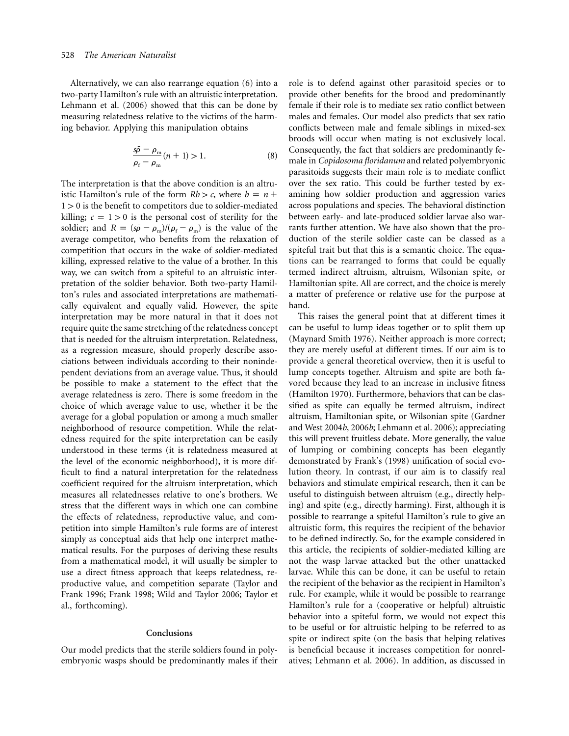Alternatively, we can also rearrange equation (6) into a two-party Hamilton's rule with an altruistic interpretation. Lehmann et al. (2006) showed that this can be done by measuring relatedness relative to the victims of the harming behavior. Applying this manipulation obtains

$$\frac{s\bar{\rho} - \rho_{\mathrm{m}}}{\rho_{\mathrm{f}} - \rho_{\mathrm{m}}}(n+1) > 1. \tag{8}$$

The interpretation is that the above condition is an altruistic Hamilton's rule of the form $Rb > c$, where $b = n + 1 > 0$ is the benefit to competitors due to soldier-mediated killing; $c = 1 > 0$ is the personal cost of sterility for the soldier; and $R = (s\bar{\rho} - \rho_{\mathrm{m}})/(\rho_{\mathrm{f}} - \rho_{\mathrm{m}})$ is the value of the average competitor, who benefits from the relaxation of competition that occurs in the wake of soldier-mediated killing, expressed relative to the value of a brother. In this way, we can switch from a spiteful to an altruistic interpretation of the soldier behavior. Both two-party Hamilton's rules and associated interpretations are mathematically equivalent and equally valid. However, the spite interpretation may be more natural in that it does not require quite the same stretching of the relatedness concept that is needed for the altruism interpretation. Relatedness, as a regression measure, should properly describe associations between individuals according to their nonindependent deviations from an average value. Thus, it should be possible to make a statement to the effect that the average relatedness is zero. There is some freedom in the choice of which average value to use, whether it be the average for a global population or among a much smaller neighborhood of resource competition. While the relatedness required for the spite interpretation can be easily understood in these terms (it is relatedness measured at the level of the economic neighborhood), it is more difficult to find a natural interpretation for the relatedness coefficient required for the altruism interpretation, which measures all relatednesses relative to one's brothers. We stress that the different ways in which one can combine the effects of relatedness, reproductive value, and competition into simple Hamilton's rule forms are of interest simply as conceptual aids that help one interpret mathematical results. For the purposes of deriving these results from a mathematical model, it will usually be simpler to use a direct fitness approach that keeps relatedness, reproductive value, and competition separate (Taylor and Frank 1996; Frank 1998; Wild and Taylor 2006; Taylor et al., forthcoming).

## Conclusions

Our model predicts that the sterile soldiers found in polyembryonic wasps should be predominantly males if their role is to defend against other parasitoid species or to provide other benefits for the brood and predominantly female if their role is to mediate sex ratio conflict between males and females. Our model also predicts that sex ratio conflicts between male and female siblings in mixed-sex broods will occur when mating is not exclusively local. Consequently, the fact that soldiers are predominantly female in *Copidosoma floridanum* and related polyembryonic parasitoids suggests their main role is to mediate conflict over the sex ratio. This could be further tested by examining how soldier production and aggression varies across populations and species. The behavioral distinction between early- and late-produced soldier larvae also warrants further attention. We have also shown that the production of the sterile soldier caste can be classed as a spiteful trait but that this is a semantic choice. The equations can be rearranged to forms that could be equally termed indirect altruism, altruism, Wilsonian spite, or Hamiltonian spite. All are correct, and the choice is merely a matter of preference or relative use for the purpose at hand.

This raises the general point that at different times it can be useful to lump ideas together or to split them up (Maynard Smith 1976). Neither approach is more correct; they are merely useful at different times. If our aim is to provide a general theoretical overview, then it is useful to lump concepts together. Altruism and spite are both favored because they lead to an increase in inclusive fitness (Hamilton 1970). Furthermore, behaviors that can be classified as spite can equally be termed altruism, indirect altruism, Hamiltonian spite, or Wilsonian spite (Gardner and West 2004*b*, 2006*b*; Lehmann et al. 2006); appreciating this will prevent fruitless debate. More generally, the value of lumping or combining concepts has been elegantly demonstrated by Frank's (1998) unification of social evolution theory. In contrast, if our aim is to classify real behaviors and stimulate empirical research, then it can be useful to distinguish between altruism (e.g., directly helping) and spite (e.g., directly harming). First, although it is possible to rearrange a spiteful Hamilton's rule to give an altruistic form, this requires the recipient of the behavior to be defined indirectly. So, for the example considered in this article, the recipients of soldier-mediated killing are not the wasp larvae attacked but the other unattacked larvae. While this can be done, it can be useful to retain the recipient of the behavior as the recipient in Hamilton's rule. For example, while it would be possible to rearrange Hamilton's rule for a (cooperative or helpful) altruistic behavior into a spiteful form, we would not expect this to be useful or for altruistic helping to be referred to as spite or indirect spite (on the basis that helping relatives is beneficial because it increases competition for nonrelatives; Lehmann et al. 2006). In addition, as discussed in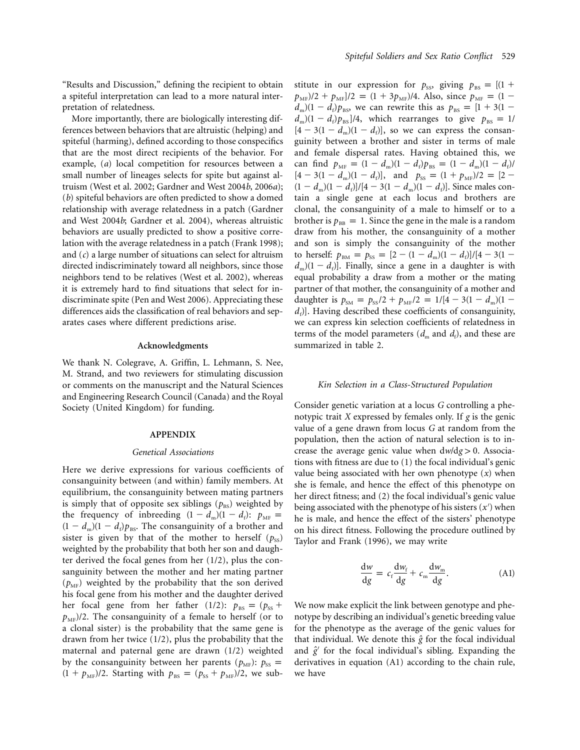"Results and Discussion," defining the recipient to obtain a spiteful interpretation can lead to a more natural interpretation of relatedness.

More importantly, there are biologically interesting differences between behaviors that are altruistic (helping) and spiteful (harming), defined according to those conspecifics that are the most direct recipients of the behavior. For example, (*a*) local competition for resources between a small number of lineages selects for spite but against altruism (West et al. 2002; Gardner and West 2004*b*, 2006*a*); (*b*) spiteful behaviors are often predicted to show a domed relationship with average relatedness in a patch (Gardner and West 2004*b*; Gardner et al. 2004), whereas altruistic behaviors are usually predicted to show a positive correlation with the average relatedness in a patch (Frank 1998); and (*c*) a large number of situations can select for altruism directed indiscriminately toward all neighbors, since those neighbors tend to be relatives (West et al. 2002), whereas it is extremely hard to find situations that select for indiscriminate spite (Pen and West 2006). Appreciating these differences aids the classification of real behaviors and separates cases where different predictions arise.

#### Acknowledgments

We thank N. Colegrave, A. Griffin, L. Lehmann, S. Nee, M. Strand, and two reviewers for stimulating discussion or comments on the manuscript and the Natural Sciences and Engineering Research Council (Canada) and the Royal Society (United Kingdom) for funding.

## APPENDIX

### *Genetical Associations*

Here we derive expressions for various coefficients of consanguinity between (and within) family members. At equilibrium, the consanguinity between mating partners is simply that of opposite sex siblings ($p_{BS}$) weighted by the frequency of inbreeding $(1-d_m)(1-d_f)$: $p_{MF} = (1-d_m)(1-d_f)p_{BS}$. The consanguinity of a brother and sister is given by that of the mother to herself ($p_{SS}$) weighted by the probability that both her son and daughter derived the focal genes from her (1/2), plus the consanguinity between the mother and her mating partner ($p_{MF}$) weighted by the probability that the son derived his focal gene from his mother and the daughter derived her focal gene from her father (1/2): $p_{BS} = (p_{SS} + p_{MF})/2$. The consanguinity of a female to herself (or to a clonal sister) is the probability that the same gene is drawn from her twice (1/2), plus the probability that the maternal and paternal gene are drawn (1/2) weighted by the consanguinity between her parents ($p_{MF}$): $p_{SS} = (1 + p_{MF})/2$. Starting with $p_{BS} = (p_{SS} + p_{MF})/2$, we substitute in our expression for $p_{SS}$, giving $p_{BS} = [(1 + p_{MF})/2 + p_{MF}]/2 = (1 + 3p_{MF})/4$. Also, since $p_{MF} = (1-d_m)(1-d_f)p_{BS}$, we can rewrite this as $p_{BS} = [1 + 3(1-d_m)(1-d_f)p_{BS}]/4$, which rearranges to give $p_{BS} = 1/[4 - 3(1-d_m)(1-d_f)]$, so we can express the consanguinity between a brother and sister in terms of male and female dispersal rates. Having obtained this, we can find $p_{MF} = (1-d_m)(1-d_f)p_{BS} = (1-d_m)(1-d_f)/[4 - 3(1-d_m)(1-d_f)]$, and $p_{SS} = (1 + p_{MF})/2 = [2 - (1-d_m)(1-d_f)]/[4 - 3(1-d_m)(1-d_f)]$. Since males contain a single gene at each locus and brothers are clonal, the consanguinity of a male to himself or to a brother is $p_{BB} = 1$. Since the gene in the male is a random draw from his mother, the consanguinity of a mother and son is simply the consanguinity of the mother to herself: $p_{BM} = p_{SS} = [2 - (1-d_m)(1-d_f)]/[4 - 3(1-d_m)(1-d_f)]$. Finally, since a gene in a daughter is with equal probability a draw from a mother or the mating partner of that mother, the consanguinity of a mother and daughter is $p_{SM} = p_{SS}/2 + p_{MF}/2 = 1/[4 - 3(1-d_m)(1-d_f)]$. Having described these coefficients of consanguinity, we can express kin selection coefficients of relatedness in terms of the model parameters ($d_m$ and $d_f$), and these are summarized in table 2.

### *Kin Selection in a Class-Structured Population*

Consider genetic variation at a locus *G* controlling a phenotypic trait *X* expressed by females only. If *g* is the genic value of a gene drawn from locus *G* at random from the population, then the action of natural selection is to increase the average genic value when $dw/dg > 0$. Associations with fitness are due to (1) the focal individual's genic value being associated with her own phenotype ($x$) when she is female, and hence the effect of this phenotype on her direct fitness; and (2) the focal individual's genic value being associated with the phenotype of his sisters ($x'$) when he is male, and hence the effect of the sisters' phenotype on his direct fitness. Following the procedure outlined by Taylor and Frank (1996), we may write

$$\frac{dw}{dg} = c_f \frac{dw_f}{dg} + c_m \frac{dw_m}{dg}. \tag{A1}$$

We now make explicit the link between genotype and phenotype by describing an individual's genetic breeding value for the phenotype as the average of the genic values for that individual. We denote this $\hat{g}$ for the focal individual and $\hat{g}'$ for the focal individual's sibling. Expanding the derivatives in equation (A1) according to the chain rule, we have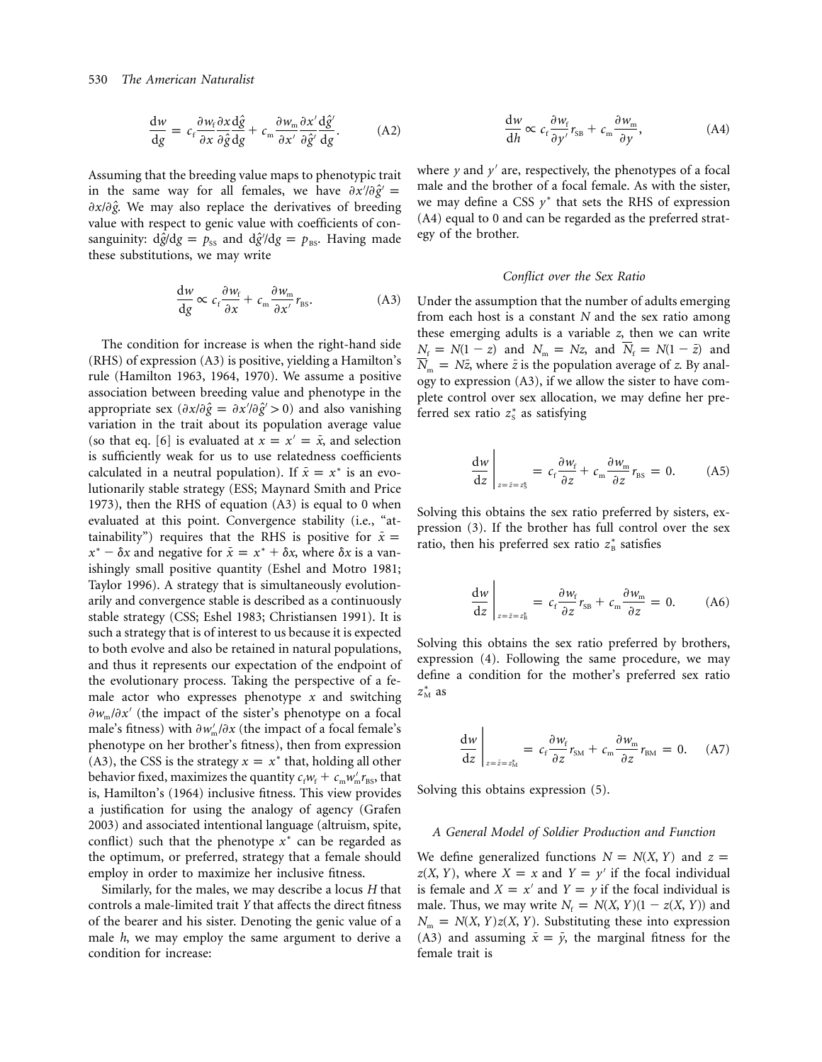$$\frac{dw}{dg} = c_f \frac{\partial w_f}{\partial x} \frac{\partial x}{\partial \hat{g}} \frac{d\hat{g}}{dg} + c_m \frac{\partial w_m}{\partial x'} \frac{\partial x'}{\partial \hat{g}'} \frac{d\hat{g}'}{dg}. \qquad \text{(A2)}$$

Assuming that the breeding value maps to phenotypic trait in the same way for all females, we have $\partial x'/\partial \hat{g}' = \partial x/\partial \hat{g}$. We may also replace the derivatives of breeding value with respect to genic value with coefficients of consanguinity: $d\hat{g}/dg = p_{SS}$ and $d\hat{g}'/dg = p_{BS}$. Having made these substitutions, we may write

$$\frac{dw}{dg} \propto c_f \frac{\partial w_f}{\partial x} + c_m \frac{\partial w_m}{\partial x'} r_{BS}. \qquad \text{(A3)}$$

The condition for increase is when the right-hand side (RHS) of expression (A3) is positive, yielding a Hamilton's rule (Hamilton 1963, 1964, 1970). We assume a positive association between breeding value and phenotype in the appropriate sex ($\partial x/\partial \hat{g} = \partial x'/\partial \hat{g}' > 0$) and also vanishing variation in the trait about its population average value (so that eq. [6] is evaluated at $x = x' = \bar{x}$, and selection is sufficiently weak for us to use relatedness coefficients calculated in a neutral population). If $\bar{x} = x^*$ is an evolutionarily stable strategy (ESS; Maynard Smith and Price 1973), then the RHS of equation (A3) is equal to 0 when evaluated at this point. Convergence stability (i.e., "attainability") requires that the RHS is positive for $\bar{x} = x^* - \delta x$ and negative for $\bar{x} = x^* + \delta x$, where $\delta x$ is a vanishingly small positive quantity (Eshel and Motro 1981; Taylor 1996). A strategy that is simultaneously evolutionarily and convergence stable is described as a continuously stable strategy (CSS; Eshel 1983; Christiansen 1991). It is such a strategy that is of interest to us because it is expected to both evolve and also be retained in natural populations, and thus it represents our expectation of the endpoint of the evolutionary process. Taking the perspective of a female actor who expresses phenotype $x$ and switching $\partial w_m/\partial x'$ (the impact of the sister's phenotype on a focal male's fitness) with $\partial w_m'/\partial x$ (the impact of a focal female's phenotype on her brother's fitness), then from expression (A3), the CSS is the strategy $x = x^*$ that, holding all other behavior fixed, maximizes the quantity $c_f w_f + c_m w_m' r_{BS}$, that is, Hamilton's (1964) inclusive fitness. This view provides a justification for using the analogy of agency (Grafen 2003) and associated intentional language (altruism, spite, conflict) such that the phenotype $x^*$ can be regarded as the optimum, or preferred, strategy that a female should employ in order to maximize her inclusive fitness.

Similarly, for the males, we may describe a locus $H$ that controls a male-limited trait $Y$ that affects the direct fitness of the bearer and his sister. Denoting the genic value of a male $h$, we may employ the same argument to derive a condition for increase:

$$\frac{dw}{dh} \propto c_f \frac{\partial w_f}{\partial y'} r_{SB} + c_m \frac{\partial w_m}{\partial y}, \qquad \text{(A4)}$$

where $y$ and $y'$ are, respectively, the phenotypes of a focal male and the brother of a focal female. As with the sister, we may define a CSS $y^*$ that sets the RHS of expression (A4) equal to 0 and can be regarded as the preferred strategy of the brother.

### *Conflict over the Sex Ratio*

Under the assumption that the number of adults emerging from each host is a constant $N$ and the sex ratio among these emerging adults is a variable $z$, then we can write $N_f = N(1 - z)$ and $N_m = Nz$, and $\bar{N}_f = N(1 - \bar{z})$ and $\bar{N}_m = N\bar{z}$, where $\bar{z}$ is the population average of $z$. By analogy to expression (A3), if we allow the sister to have complete control over sex allocation, we may define her preferred sex ratio $z_S^*$ as satisfying

$$\left.\frac{dw}{dz}\right|_{z=\bar{z}=z_S^*} = c_f \frac{\partial w_f}{\partial z} + c_m \frac{\partial w_m}{\partial z} r_{BS} = 0. \qquad \text{(A5)}$$

Solving this obtains the sex ratio preferred by sisters, expression (3). If the brother has full control over the sex ratio, then his preferred sex ratio $z_B^*$ satisfies

$$\left.\frac{dw}{dz}\right|_{z=\bar{z}=z_B^*} = c_f \frac{\partial w_f}{\partial z} r_{SB} + c_m \frac{\partial w_m}{\partial z} = 0. \qquad \text{(A6)}$$

Solving this obtains the sex ratio preferred by brothers, expression (4). Following the same procedure, we may define a condition for the mother's preferred sex ratio $z_M^*$ as

$$\left.\frac{dw}{dz}\right|_{z=\bar{z}=z_M^*} = c_f \frac{\partial w_f}{\partial z} r_{SM} + c_m \frac{\partial w_m}{\partial z} r_{BM} = 0. \qquad \text{(A7)}$$

Solving this obtains expression (5).

### *A General Model of Soldier Production and Function*

We define generalized functions $N = N(X, Y)$ and $z = z(X, Y)$, where $X = x$ and $Y = y'$ if the focal individual is female and $X = x'$ and $Y = y$ if the focal individual is male. Thus, we may write $N_f = N(X, Y)(1 - z(X, Y))$ and $N_m = N(X, Y)z(X, Y)$. Substituting these into expression (A3) and assuming $\bar{x} = \bar{y}$, the marginal fitness for the female trait is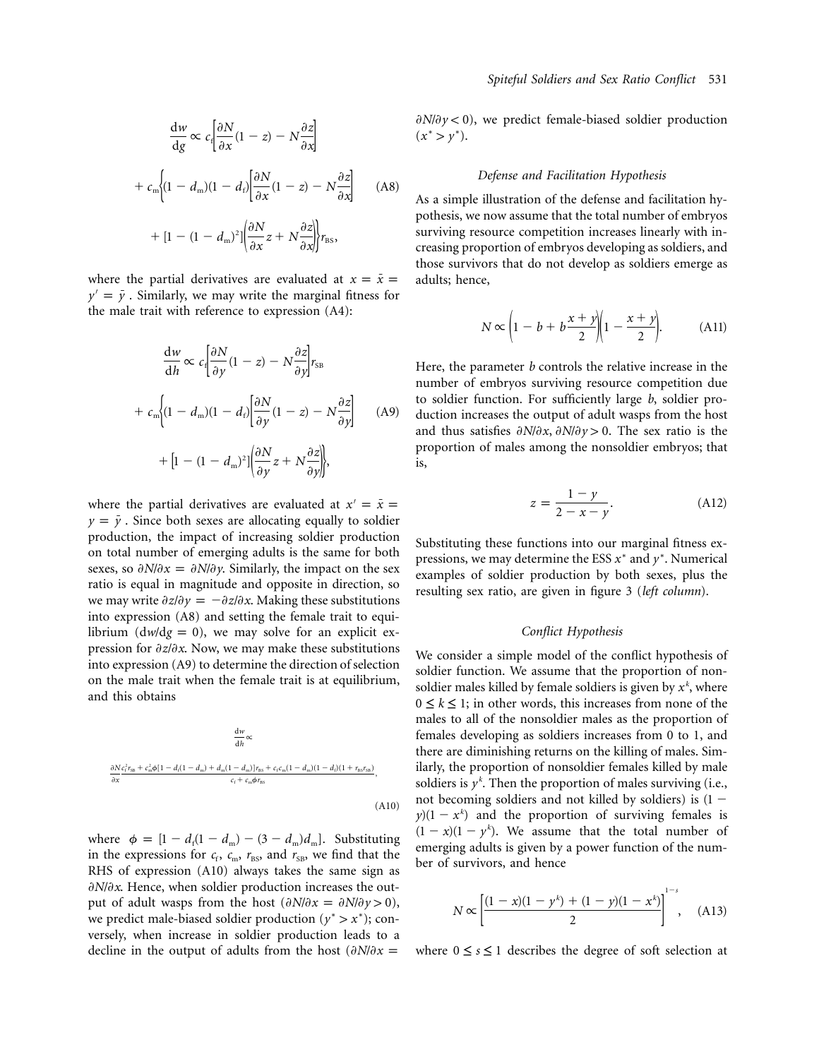$$\frac{dw}{dg} \propto c_f\left[\frac{\partial N}{\partial x}(1-z) - N\frac{\partial z}{\partial x}\right]$$

$$+ c_m\left\{(1-d_m)(1-d_f)\left[\frac{\partial N}{\partial x}(1-z) - N\frac{\partial z}{\partial x}\right] \right. \quad \text{(A8)}$$

$$\left. + [1-(1-d_m)^2]\left(\frac{\partial N}{\partial x}z + N\frac{\partial z}{\partial x}\right)\right\} r_{BS},$$

where the partial derivatives are evaluated at $x = \bar{x} = y' = \bar{y}$. Similarly, we may write the marginal fitness for the male trait with reference to expression (A4):

$$\frac{dw}{dh} \propto c_f\left[\frac{\partial N}{\partial y}(1-z) - N\frac{\partial z}{\partial y}\right] r_{SB}$$

$$+ c_m\left\{(1-d_m)(1-d_f)\left[\frac{\partial N}{\partial y}(1-z) - N\frac{\partial z}{\partial y}\right] \right. \quad \text{(A9)}$$

$$\left. + [1-(1-d_m)^2]\left(\frac{\partial N}{\partial y}z + N\frac{\partial z}{\partial y}\right)\right\},$$

where the partial derivatives are evaluated at $x' = \bar{x} = y = \bar{y}$. Since both sexes are allocating equally to soldier production, the impact of increasing soldier production on total number of emerging adults is the same for both sexes, so $\partial N/\partial x = \partial N/\partial y$. Similarly, the impact on the sex ratio is equal in magnitude and opposite in direction, so we may write $\partial z/\partial y = -\partial z/\partial x$. Making these substitutions into expression (A8) and setting the female trait to equilibrium ($dw/dg = 0$), we may solve for an explicit expression for $\partial z/\partial x$. Now, we may make these substitutions into expression (A9) to determine the direction of selection on the male trait when the female trait is at equilibrium, and this obtains

$$\frac{dw}{dh} \propto \frac{\partial N}{\partial x}\frac{c_f^2 r_{SB} + c_m^2\phi[1-d_f(1-d_m)+d_m(1-d_m)]r_{BS} + c_f c_m(1-d_m)(1-d_f)(1+r_{BS}r_{SB})}{c_f + c_m\phi r_{BS}}, \quad \text{(A10)}$$

where $\phi = [1 - d_f(1-d_m) - (3-d_m)d_m]$. Substituting in the expressions for $c_f$, $c_m$, $r_{BS}$, and $r_{SB}$, we find that the RHS of expression (A10) always takes the same sign as $\partial N/\partial x$. Hence, when soldier production increases the output of adult wasps from the host ($\partial N/\partial x = \partial N/\partial y > 0$), we predict male-biased soldier production ($y^* > x^*$); conversely, when increase in soldier production leads to a decline in the output of adults from the host ($\partial N/\partial x = \partial N/\partial y < 0$), we predict female-biased soldier production ($x^* > y^*$).

### *Defense and Facilitation Hypothesis*

As a simple illustration of the defense and facilitation hypothesis, we now assume that the total number of embryos surviving resource competition increases linearly with increasing proportion of embryos developing as soldiers, and those survivors that do not develop as soldiers emerge as adults; hence,

$$N \propto \left(1 - b + b\frac{x+y}{2}\right)\left(1 - \frac{x+y}{2}\right). \quad \text{(A11)}$$

Here, the parameter $b$ controls the relative increase in the number of embryos surviving resource competition due to soldier function. For sufficiently large $b$, soldier production increases the output of adult wasps from the host and thus satisfies $\partial N/\partial x, \partial N/\partial y > 0$. The sex ratio is the proportion of males among the nonsoldier embryos; that is,

$$z = \frac{1-y}{2-x-y}. \quad \text{(A12)}$$

Substituting these functions into our marginal fitness expressions, we may determine the ESS $x^*$ and $y^*$. Numerical examples of soldier production by both sexes, plus the resulting sex ratio, are given in figure 3 (*left column*).

### *Conflict Hypothesis*

We consider a simple model of the conflict hypothesis of soldier function. We assume that the proportion of nonsoldier males killed by female soldiers is given by $x^k$, where $0 \leq k \leq 1$; in other words, this increases from none of the males to all of the nonsoldier males as the proportion of females developing as soldiers increases from 0 to 1, and there are diminishing returns on the killing of males. Similarly, the proportion of nonsoldier females killed by male soldiers is $y^k$. Then the proportion of males surviving (i.e., not becoming soldiers and not killed by soldiers) is $(1-y)(1-x^k)$ and the proportion of surviving females is $(1-x)(1-y^k)$. We assume that the total number of emerging adults is given by a power function of the number of survivors, and hence

$$N \propto \left[\frac{(1-x)(1-y^k) + (1-y)(1-x^k)}{2}\right]^{1-s}, \quad \text{(A13)}$$

where $0 \leq s \leq 1$ describes the degree of soft selection at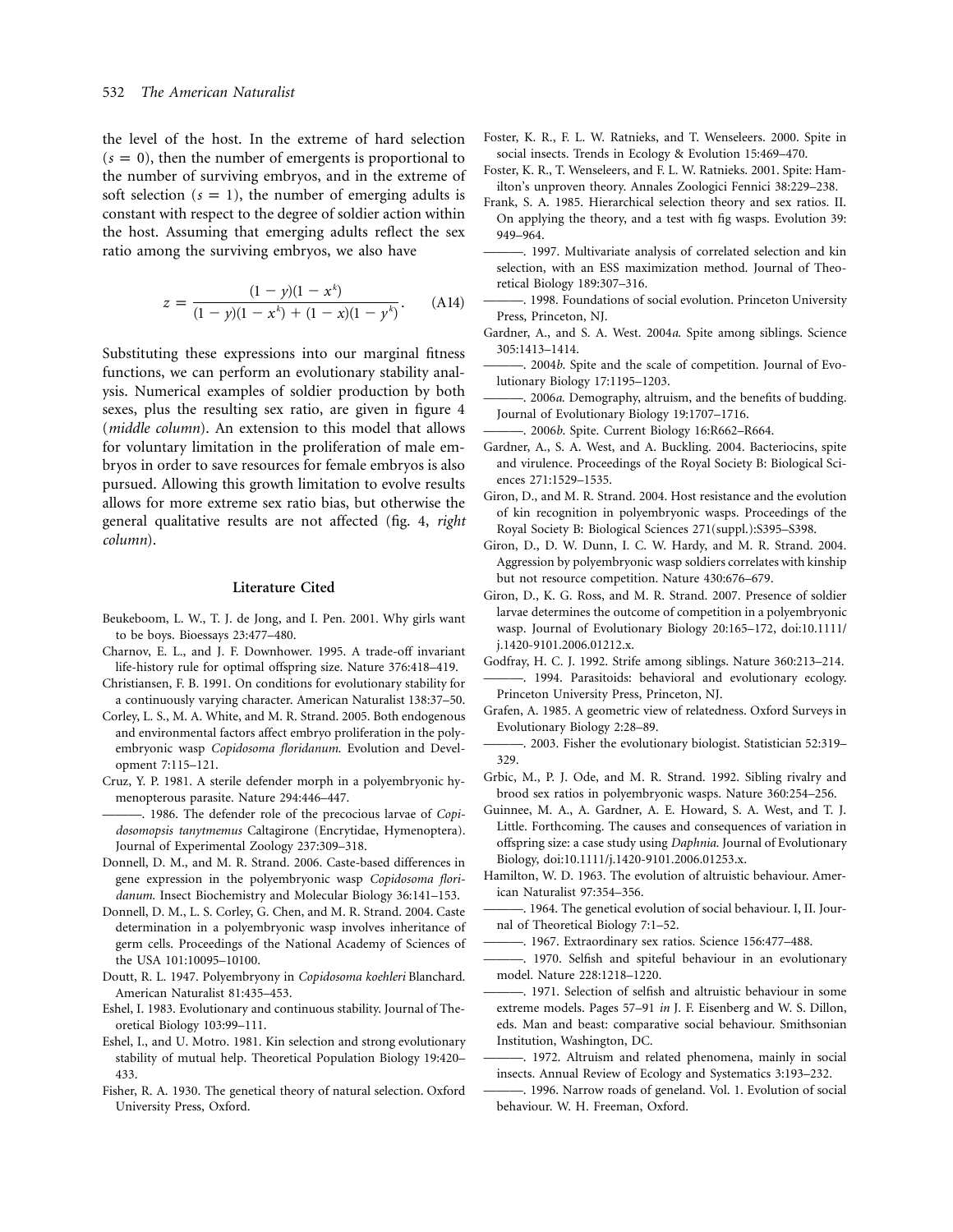the level of the host. In the extreme of hard selection ($s = 0$), then the number of emergents is proportional to the number of surviving embryos, and in the extreme of soft selection ($s = 1$), the number of emerging adults is constant with respect to the degree of soldier action within the host. Assuming that emerging adults reflect the sex ratio among the surviving embryos, we also have

$$z = \frac{(1-y)(1-x^k)}{(1-y)(1-x^k) + (1-x)(1-y^k)}. \quad \text{(A14)}$$

Substituting these expressions into our marginal fitness functions, we can perform an evolutionary stability analysis. Numerical examples of soldier production by both sexes, plus the resulting sex ratio, are given in figure 4 (*middle column*). An extension to this model that allows for voluntary limitation in the proliferation of male embryos in order to save resources for female embryos is also pursued. Allowing this growth limitation to evolve results allows for more extreme sex ratio bias, but otherwise the general qualitative results are not affected (fig. 4, *right column*).

## Literature Cited

Beukeboom, L. W., T. J. de Jong, and I. Pen. 2001. Why girls want to be boys. Bioessays 23:477–480.

Charnov, E. L., and J. F. Downhower. 1995. A trade-off invariant life-history rule for optimal offspring size. Nature 376:418–419.

Christiansen, F. B. 1991. On conditions for evolutionary stability for a continuously varying character. American Naturalist 138:37–50.

Corley, L. S., M. A. White, and M. R. Strand. 2005. Both endogenous and environmental factors affect embryo proliferation in the polyembryonic wasp *Copidosoma floridanum*. Evolution and Development 7:115–121.

Cruz, Y. P. 1981. A sterile defender morph in a polyembryonic hymenopterous parasite. Nature 294:446–447.

———. 1986. The defender role of the precocious larvae of *Copidosomopsis tanytmemus* Caltagirone (Encrytidae, Hymenoptera). Journal of Experimental Zoology 237:309–318.

Donnell, D. M., and M. R. Strand. 2006. Caste-based differences in gene expression in the polyembryonic wasp *Copidosoma floridanum*. Insect Biochemistry and Molecular Biology 36:141–153.

Donnell, D. M., L. S. Corley, G. Chen, and M. R. Strand. 2004. Caste determination in a polyembryonic wasp involves inheritance of germ cells. Proceedings of the National Academy of Sciences of the USA 101:10095–10100.

Doutt, R. L. 1947. Polyembryony in *Copidosoma koehleri* Blanchard. American Naturalist 81:435–453.

Eshel, I. 1983. Evolutionary and continuous stability. Journal of Theoretical Biology 103:99–111.

Eshel, I., and U. Motro. 1981. Kin selection and strong evolutionary stability of mutual help. Theoretical Population Biology 19:420–433.

Fisher, R. A. 1930. The genetical theory of natural selection. Oxford University Press, Oxford.

Foster, K. R., F. L. W. Ratnieks, and T. Wenseleers. 2000. Spite in social insects. Trends in Ecology & Evolution 15:469–470.

Foster, K. R., T. Wenseleers, and F. L. W. Ratnieks. 2001. Spite: Hamilton's unproven theory. Annales Zoologici Fennici 38:229–238.

Frank, S. A. 1985. Hierarchical selection theory and sex ratios. II. On applying the theory, and a test with fig wasps. Evolution 39: 949–964.

———. 1997. Multivariate analysis of correlated selection and kin selection, with an ESS maximization method. Journal of Theoretical Biology 189:307–316.

———. 1998. Foundations of social evolution. Princeton University Press, Princeton, NJ.

Gardner, A., and S. A. West. 2004*a*. Spite among siblings. Science 305:1413–1414.

———. 2004*b*. Spite and the scale of competition. Journal of Evolutionary Biology 17:1195–1203.

———. 2006*a*. Demography, altruism, and the benefits of budding. Journal of Evolutionary Biology 19:1707–1716.

———. 2006*b*. Spite. Current Biology 16:R662–R664.

Gardner, A., S. A. West, and A. Buckling. 2004. Bacteriocins, spite and virulence. Proceedings of the Royal Society B: Biological Sciences 271:1529–1535.

Giron, D., and M. R. Strand. 2004. Host resistance and the evolution of kin recognition in polyembryonic wasps. Proceedings of the Royal Society B: Biological Sciences 271(suppl.):S395–S398.

Giron, D., D. W. Dunn, I. C. W. Hardy, and M. R. Strand. 2004. Aggression by polyembryonic wasp soldiers correlates with kinship but not resource competition. Nature 430:676–679.

Giron, D., K. G. Ross, and M. R. Strand. 2007. Presence of soldier larvae determines the outcome of competition in a polyembryonic wasp. Journal of Evolutionary Biology 20:165–172, doi:10.1111/j.1420-9101.2006.01212.x.

Godfray, H. C. J. 1992. Strife among siblings. Nature 360:213–214.

———. 1994. Parasitoids: behavioral and evolutionary ecology. Princeton University Press, Princeton, NJ.

Grafen, A. 1985. A geometric view of relatedness. Oxford Surveys in Evolutionary Biology 2:28–89.

———. 2003. Fisher the evolutionary biologist. Statistician 52:319–329.

Grbic, M., P. J. Ode, and M. R. Strand. 1992. Sibling rivalry and brood sex ratios in polyembryonic wasps. Nature 360:254–256.

Guinnee, M. A., A. Gardner, A. E. Howard, S. A. West, and T. J. Little. Forthcoming. The causes and consequences of variation in offspring size: a case study using *Daphnia*. Journal of Evolutionary Biology, doi:10.1111/j.1420-9101.2006.01253.x.

Hamilton, W. D. 1963. The evolution of altruistic behaviour. American Naturalist 97:354–356.

———. 1964. The genetical evolution of social behaviour. I, II. Journal of Theoretical Biology 7:1–52.

———. 1967. Extraordinary sex ratios. Science 156:477–488.

———. 1970. Selfish and spiteful behaviour in an evolutionary model. Nature 228:1218–1220.

———. 1971. Selection of selfish and altruistic behaviour in some extreme models. Pages 57–91 *in* J. F. Eisenberg and W. S. Dillon, eds. Man and beast: comparative social behaviour. Smithsonian Institution, Washington, DC.

———. 1972. Altruism and related phenomena, mainly in social insects. Annual Review of Ecology and Systematics 3:193–232.

———. 1996. Narrow roads of geneland. Vol. 1. Evolution of social behaviour. W. H. Freeman, Oxford.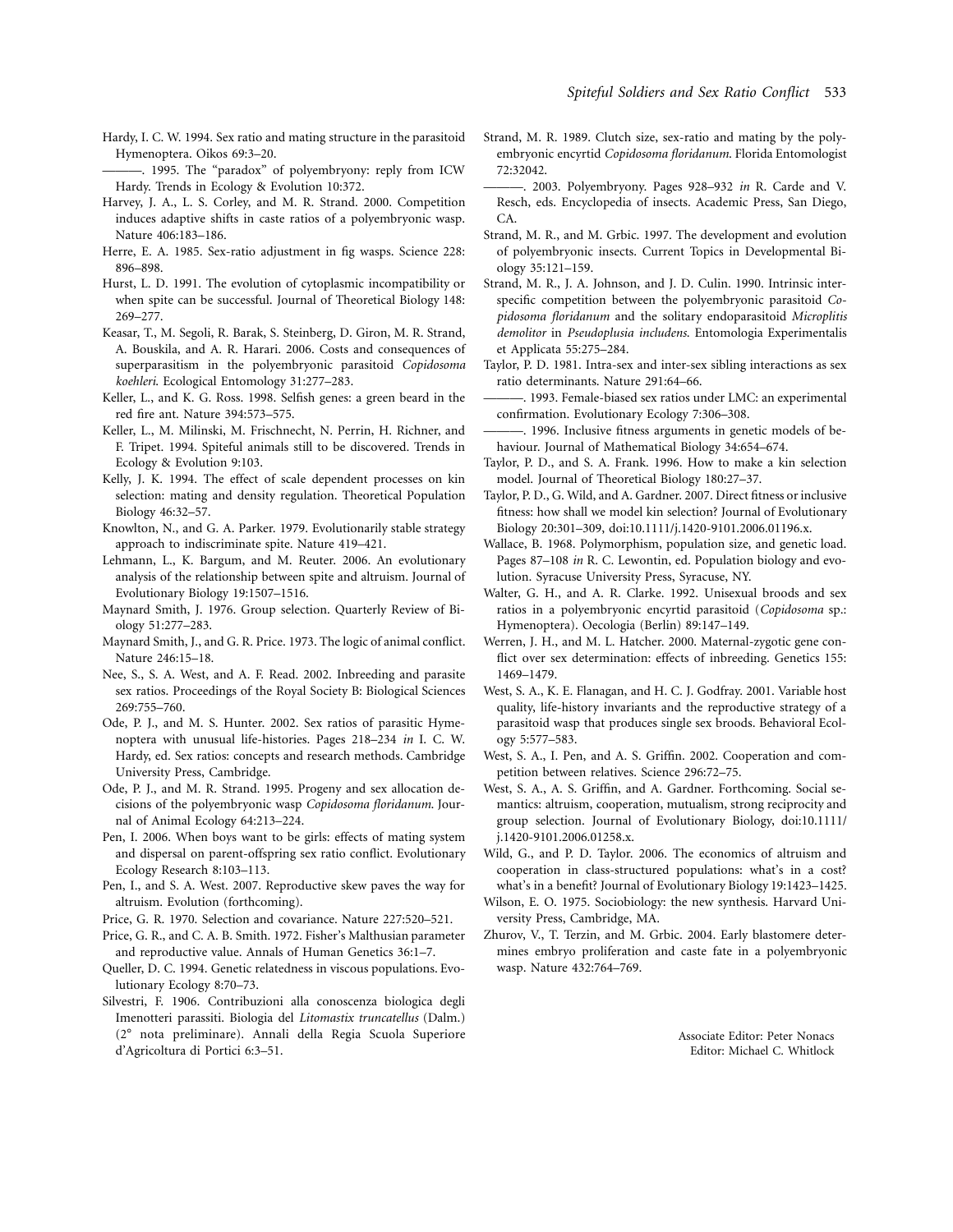Hardy, I. C. W. 1994. Sex ratio and mating structure in the parasitoid Hymenoptera. Oikos 69:3–20.

———. 1995. The "paradox" of polyembryony: reply from ICW Hardy. Trends in Ecology & Evolution 10:372.

Harvey, J. A., L. S. Corley, and M. R. Strand. 2000. Competition induces adaptive shifts in caste ratios of a polyembryonic wasp. Nature 406:183–186.

Herre, E. A. 1985. Sex-ratio adjustment in fig wasps. Science 228: 896–898.

Hurst, L. D. 1991. The evolution of cytoplasmic incompatibility or when spite can be successful. Journal of Theoretical Biology 148: 269–277.

Keasar, T., M. Segoli, R. Barak, S. Steinberg, D. Giron, M. R. Strand, A. Bouskila, and A. R. Harari. 2006. Costs and consequences of superparasitism in the polyembryonic parasitoid *Copidosoma koehleri*. Ecological Entomology 31:277–283.

Keller, L., and K. G. Ross. 1998. Selfish genes: a green beard in the red fire ant. Nature 394:573–575.

Keller, L., M. Milinski, M. Frischnecht, N. Perrin, H. Richner, and F. Tripet. 1994. Spiteful animals still to be discovered. Trends in Ecology & Evolution 9:103.

Kelly, J. K. 1994. The effect of scale dependent processes on kin selection: mating and density regulation. Theoretical Population Biology 46:32–57.

Knowlton, N., and G. A. Parker. 1979. Evolutionarily stable strategy approach to indiscriminate spite. Nature 419–421.

Lehmann, L., K. Bargum, and M. Reuter. 2006. An evolutionary analysis of the relationship between spite and altruism. Journal of Evolutionary Biology 19:1507–1516.

Maynard Smith, J. 1976. Group selection. Quarterly Review of Biology 51:277–283.

Maynard Smith, J., and G. R. Price. 1973. The logic of animal conflict. Nature 246:15–18.

Nee, S., S. A. West, and A. F. Read. 2002. Inbreeding and parasite sex ratios. Proceedings of the Royal Society B: Biological Sciences 269:755–760.

Ode, P. J., and M. S. Hunter. 2002. Sex ratios of parasitic Hymenoptera with unusual life-histories. Pages 218–234 *in* I. C. W. Hardy, ed. Sex ratios: concepts and research methods. Cambridge University Press, Cambridge.

Ode, P. J., and M. R. Strand. 1995. Progeny and sex allocation decisions of the polyembryonic wasp *Copidosoma floridanum*. Journal of Animal Ecology 64:213–224.

Pen, I. 2006. When boys want to be girls: effects of mating system and dispersal on parent-offspring sex ratio conflict. Evolutionary Ecology Research 8:103–113.

Pen, I., and S. A. West. 2007. Reproductive skew paves the way for altruism. Evolution (forthcoming).

Price, G. R. 1970. Selection and covariance. Nature 227:520–521.

Price, G. R., and C. A. B. Smith. 1972. Fisher's Malthusian parameter and reproductive value. Annals of Human Genetics 36:1–7.

Queller, D. C. 1994. Genetic relatedness in viscous populations. Evolutionary Ecology 8:70–73.

Silvestri, F. 1906. Contribuzioni alla conoscenza biologica degli Imenotteri parassiti. Biologia del *Litomastix truncatellus* (Dalm.) (2° nota preliminare). Annali della Regia Scuola Superiore d'Agricoltura di Portici 6:3–51.

Strand, M. R. 1989. Clutch size, sex-ratio and mating by the polyembryonic encyrtid *Copidosoma floridanum*. Florida Entomologist 72:32042.

———. 2003. Polyembryony. Pages 928–932 *in* R. Carde and V. Resch, eds. Encyclopedia of insects. Academic Press, San Diego, CA.

Strand, M. R., and M. Grbic. 1997. The development and evolution of polyembryonic insects. Current Topics in Developmental Biology 35:121–159.

Strand, M. R., J. A. Johnson, and J. D. Culin. 1990. Intrinsic interspecific competition between the polyembryonic parasitoid *Copidosoma floridanum* and the solitary endoparasitoid *Microplitis demolitor* in *Pseudoplusia includens*. Entomologia Experimentalis et Applicata 55:275–284.

Taylor, P. D. 1981. Intra-sex and inter-sex sibling interactions as sex ratio determinants. Nature 291:64–66.

———. 1993. Female-biased sex ratios under LMC: an experimental confirmation. Evolutionary Ecology 7:306–308.

———. 1996. Inclusive fitness arguments in genetic models of behaviour. Journal of Mathematical Biology 34:654–674.

Taylor, P. D., and S. A. Frank. 1996. How to make a kin selection model. Journal of Theoretical Biology 180:27–37.

Taylor, P. D., G. Wild, and A. Gardner. 2007. Direct fitness or inclusive fitness: how shall we model kin selection? Journal of Evolutionary Biology 20:301–309, doi:10.1111/j.1420-9101.2006.01196.x.

Wallace, B. 1968. Polymorphism, population size, and genetic load. Pages 87–108 *in* R. C. Lewontin, ed. Population biology and evolution. Syracuse University Press, Syracuse, NY.

Walter, G. H., and A. R. Clarke. 1992. Unisexual broods and sex ratios in a polyembryonic encyrtid parasitoid (*Copidosoma* sp.: Hymenoptera). Oecologia (Berlin) 89:147–149.

Werren, J. H., and M. L. Hatcher. 2000. Maternal-zygotic gene conflict over sex determination: effects of inbreeding. Genetics 155: 1469–1479.

West, S. A., K. E. Flanagan, and H. C. J. Godfray. 2001. Variable host quality, life-history invariants and the reproductive strategy of a parasitoid wasp that produces single sex broods. Behavioral Ecology 5:577–583.

West, S. A., I. Pen, and A. S. Griffin. 2002. Cooperation and competition between relatives. Science 296:72–75.

West, S. A., A. S. Griffin, and A. Gardner. Forthcoming. Social semantics: altruism, cooperation, mutualism, strong reciprocity and group selection. Journal of Evolutionary Biology, doi:10.1111/j.1420-9101.2006.01258.x.

Wild, G., and P. D. Taylor. 2006. The economics of altruism and cooperation in class-structured populations: what's in a cost? what's in a benefit? Journal of Evolutionary Biology 19:1423–1425.

Wilson, E. O. 1975. Sociobiology: the new synthesis. Harvard University Press, Cambridge, MA.

Zhurov, V., T. Terzin, and M. Grbic. 2004. Early blastomere determines embryo proliferation and caste fate in a polyembryonic wasp. Nature 432:764–769.

Associate Editor: Peter Nonacs
Editor: Michael C. Whitlock